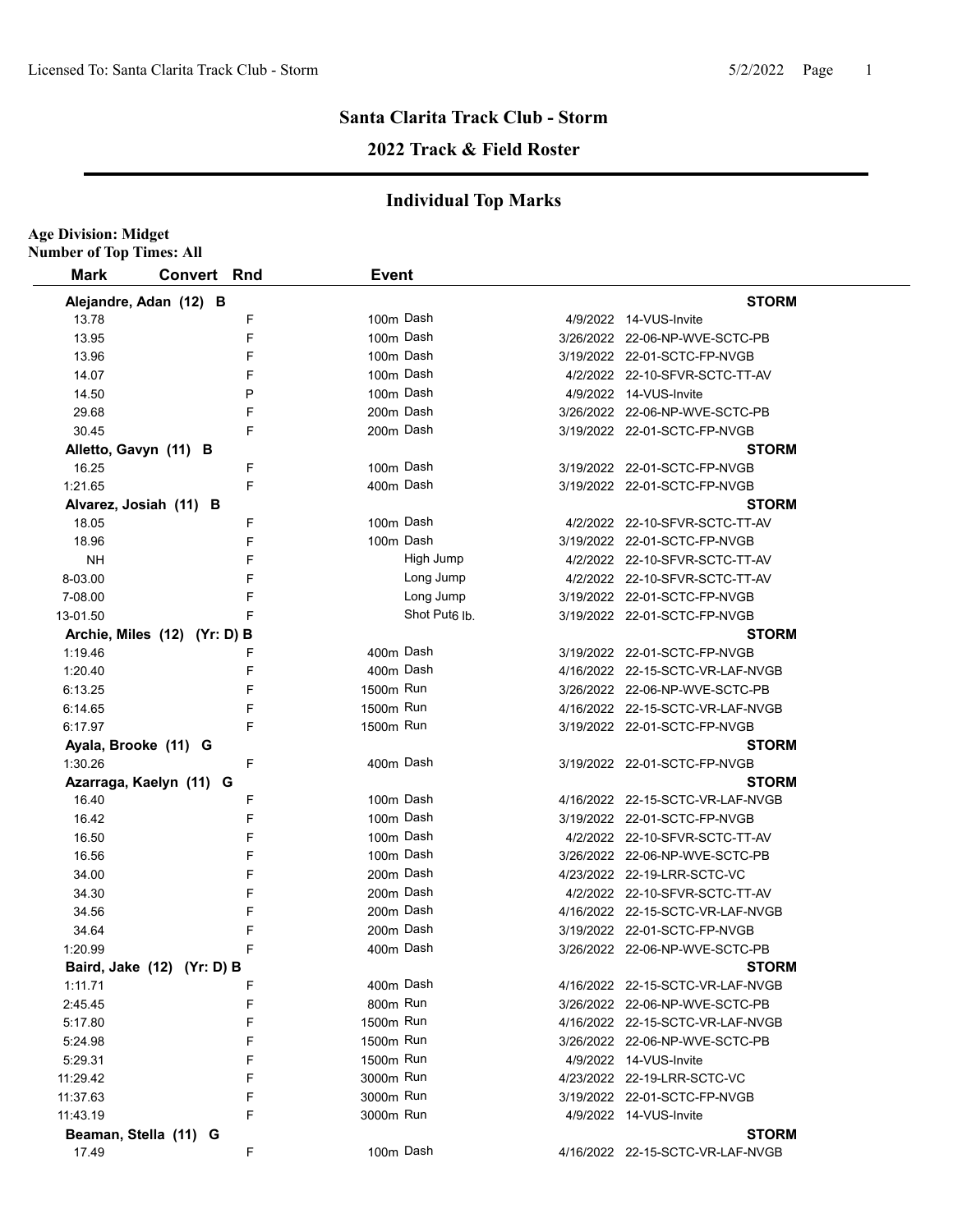# Santa Clarita Track Club - Storm

## 2022 Track & Field Roster

### Individual Top Marks

**Age Division: Midget**
**Number of Top Times: All**

| Mark | Convert | Rnd | Event | Date | Meet |
|---|---|---|---|---|---|
| **Alejandre, Adan (12) B** | | | | | **STORM** |
| 13.78 | | F | 100m Dash | 4/9/2022 | 14-VUS-Invite |
| 13.95 | | F | 100m Dash | 3/26/2022 | 22-06-NP-WVE-SCTC-PB |
| 13.96 | | F | 100m Dash | 3/19/2022 | 22-01-SCTC-FP-NVGB |
| 14.07 | | F | 100m Dash | 4/2/2022 | 22-10-SFVR-SCTC-TT-AV |
| 14.50 | | P | 100m Dash | 4/9/2022 | 14-VUS-Invite |
| 29.68 | | F | 200m Dash | 3/26/2022 | 22-06-NP-WVE-SCTC-PB |
| 30.45 | | F | 200m Dash | 3/19/2022 | 22-01-SCTC-FP-NVGB |
| **Alletto, Gavyn (11) B** | | | | | **STORM** |
| 16.25 | | F | 100m Dash | 3/19/2022 | 22-01-SCTC-FP-NVGB |
| 1:21.65 | | F | 400m Dash | 3/19/2022 | 22-01-SCTC-FP-NVGB |
| **Alvarez, Josiah (11) B** | | | | | **STORM** |
| 18.05 | | F | 100m Dash | 4/2/2022 | 22-10-SFVR-SCTC-TT-AV |
| 18.96 | | F | 100m Dash | 3/19/2022 | 22-01-SCTC-FP-NVGB |
| NH | | F | High Jump | 4/2/2022 | 22-10-SFVR-SCTC-TT-AV |
| 8-03.00 | | F | Long Jump | 4/2/2022 | 22-10-SFVR-SCTC-TT-AV |
| 7-08.00 | | F | Long Jump | 3/19/2022 | 22-01-SCTC-FP-NVGB |
| 13-01.50 | | F | Shot Put 6 lb. | 3/19/2022 | 22-01-SCTC-FP-NVGB |
| **Archie, Miles (12) (Yr: D) B** | | | | | **STORM** |
| 1:19.46 | | F | 400m Dash | 3/19/2022 | 22-01-SCTC-FP-NVGB |
| 1:20.40 | | F | 400m Dash | 4/16/2022 | 22-15-SCTC-VR-LAF-NVGB |
| 6:13.25 | | F | 1500m Run | 3/26/2022 | 22-06-NP-WVE-SCTC-PB |
| 6:14.65 | | F | 1500m Run | 4/16/2022 | 22-15-SCTC-VR-LAF-NVGB |
| 6:17.97 | | F | 1500m Run | 3/19/2022 | 22-01-SCTC-FP-NVGB |
| **Ayala, Brooke (11) G** | | | | | **STORM** |
| 1:30.26 | | F | 400m Dash | 3/19/2022 | 22-01-SCTC-FP-NVGB |
| **Azarraga, Kaelyn (11) G** | | | | | **STORM** |
| 16.40 | | F | 100m Dash | 4/16/2022 | 22-15-SCTC-VR-LAF-NVGB |
| 16.42 | | F | 100m Dash | 3/19/2022 | 22-01-SCTC-FP-NVGB |
| 16.50 | | F | 100m Dash | 4/2/2022 | 22-10-SFVR-SCTC-TT-AV |
| 16.56 | | F | 100m Dash | 3/26/2022 | 22-06-NP-WVE-SCTC-PB |
| 34.00 | | F | 200m Dash | 4/23/2022 | 22-19-LRR-SCTC-VC |
| 34.30 | | F | 200m Dash | 4/2/2022 | 22-10-SFVR-SCTC-TT-AV |
| 34.56 | | F | 200m Dash | 4/16/2022 | 22-15-SCTC-VR-LAF-NVGB |
| 34.64 | | F | 200m Dash | 3/19/2022 | 22-01-SCTC-FP-NVGB |
| 1:20.99 | | F | 400m Dash | 3/26/2022 | 22-06-NP-WVE-SCTC-PB |
| **Baird, Jake (12) (Yr: D) B** | | | | | **STORM** |
| 1:11.71 | | F | 400m Dash | 4/16/2022 | 22-15-SCTC-VR-LAF-NVGB |
| 2:45.45 | | F | 800m Run | 3/26/2022 | 22-06-NP-WVE-SCTC-PB |
| 5:17.80 | | F | 1500m Run | 4/16/2022 | 22-15-SCTC-VR-LAF-NVGB |
| 5:24.98 | | F | 1500m Run | 3/26/2022 | 22-06-NP-WVE-SCTC-PB |
| 5:29.31 | | F | 1500m Run | 4/9/2022 | 14-VUS-Invite |
| 11:29.42 | | F | 3000m Run | 4/23/2022 | 22-19-LRR-SCTC-VC |
| 11:37.63 | | F | 3000m Run | 3/19/2022 | 22-01-SCTC-FP-NVGB |
| 11:43.19 | | F | 3000m Run | 4/9/2022 | 14-VUS-Invite |
| **Beaman, Stella (11) G** | | | | | **STORM** |
| 17.49 | | F | 100m Dash | 4/16/2022 | 22-15-SCTC-VR-LAF-NVGB |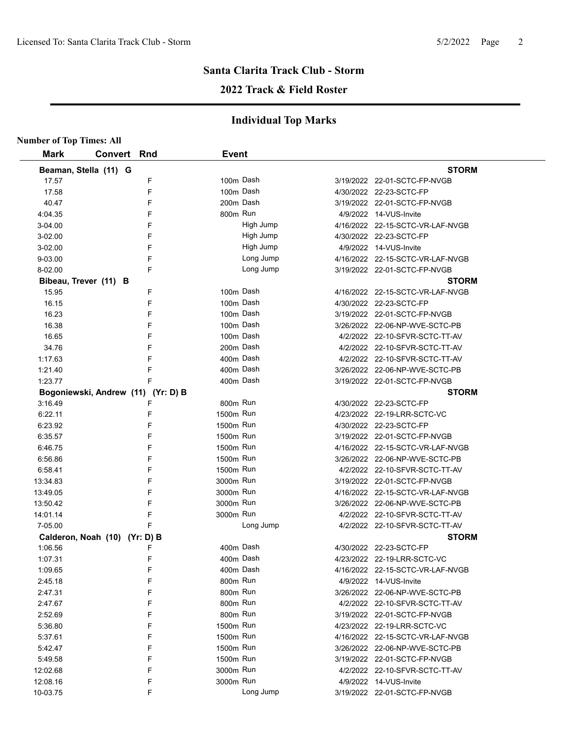## Santa Clarita Track Club - Storm

## 2022 Track & Field Roster

### Individual Top Marks

**Number of Top Times: All**

| Mark | Convert | Rnd | Event | Date | Meet |
|---|---|---|---|---|---|
| **Beaman, Stella (11) G** | | | | | **STORM** |
| 17.57 | | F | 100m Dash | 3/19/2022 | 22-01-SCTC-FP-NVGB |
| 17.58 | | F | 100m Dash | 4/30/2022 | 22-23-SCTC-FP |
| 40.47 | | F | 200m Dash | 3/19/2022 | 22-01-SCTC-FP-NVGB |
| 4:04.35 | | F | 800m Run | 4/9/2022 | 14-VUS-Invite |
| 3-04.00 | | F | High Jump | 4/16/2022 | 22-15-SCTC-VR-LAF-NVGB |
| 3-02.00 | | F | High Jump | 4/30/2022 | 22-23-SCTC-FP |
| 3-02.00 | | F | High Jump | 4/9/2022 | 14-VUS-Invite |
| 9-03.00 | | F | Long Jump | 4/16/2022 | 22-15-SCTC-VR-LAF-NVGB |
| 8-02.00 | | F | Long Jump | 3/19/2022 | 22-01-SCTC-FP-NVGB |
| **Bibeau, Trever (11) B** | | | | | **STORM** |
| 15.95 | | F | 100m Dash | 4/16/2022 | 22-15-SCTC-VR-LAF-NVGB |
| 16.15 | | F | 100m Dash | 4/30/2022 | 22-23-SCTC-FP |
| 16.23 | | F | 100m Dash | 3/19/2022 | 22-01-SCTC-FP-NVGB |
| 16.38 | | F | 100m Dash | 3/26/2022 | 22-06-NP-WVE-SCTC-PB |
| 16.65 | | F | 100m Dash | 4/2/2022 | 22-10-SFVR-SCTC-TT-AV |
| 34.76 | | F | 200m Dash | 4/2/2022 | 22-10-SFVR-SCTC-TT-AV |
| 1:17.63 | | F | 400m Dash | 4/2/2022 | 22-10-SFVR-SCTC-TT-AV |
| 1:21.40 | | F | 400m Dash | 3/26/2022 | 22-06-NP-WVE-SCTC-PB |
| 1:23.77 | | F | 400m Dash | 3/19/2022 | 22-01-SCTC-FP-NVGB |
| **Bogoniewski, Andrew (11) (Yr: D) B** | | | | | **STORM** |
| 3:16.49 | | F | 800m Run | 4/30/2022 | 22-23-SCTC-FP |
| 6:22.11 | | F | 1500m Run | 4/23/2022 | 22-19-LRR-SCTC-VC |
| 6:23.92 | | F | 1500m Run | 4/30/2022 | 22-23-SCTC-FP |
| 6:35.57 | | F | 1500m Run | 3/19/2022 | 22-01-SCTC-FP-NVGB |
| 6:46.75 | | F | 1500m Run | 4/16/2022 | 22-15-SCTC-VR-LAF-NVGB |
| 6:56.86 | | F | 1500m Run | 3/26/2022 | 22-06-NP-WVE-SCTC-PB |
| 6:58.41 | | F | 1500m Run | 4/2/2022 | 22-10-SFVR-SCTC-TT-AV |
| 13:34.83 | | F | 3000m Run | 3/19/2022 | 22-01-SCTC-FP-NVGB |
| 13:49.05 | | F | 3000m Run | 4/16/2022 | 22-15-SCTC-VR-LAF-NVGB |
| 13:50.42 | | F | 3000m Run | 3/26/2022 | 22-06-NP-WVE-SCTC-PB |
| 14:01.14 | | F | 3000m Run | 4/2/2022 | 22-10-SFVR-SCTC-TT-AV |
| 7-05.00 | | F | Long Jump | 4/2/2022 | 22-10-SFVR-SCTC-TT-AV |
| **Calderon, Noah (10) (Yr: D) B** | | | | | **STORM** |
| 1:06.56 | | F | 400m Dash | 4/30/2022 | 22-23-SCTC-FP |
| 1:07.31 | | F | 400m Dash | 4/23/2022 | 22-19-LRR-SCTC-VC |
| 1:09.65 | | F | 400m Dash | 4/16/2022 | 22-15-SCTC-VR-LAF-NVGB |
| 2:45.18 | | F | 800m Run | 4/9/2022 | 14-VUS-Invite |
| 2:47.31 | | F | 800m Run | 3/26/2022 | 22-06-NP-WVE-SCTC-PB |
| 2:47.67 | | F | 800m Run | 4/2/2022 | 22-10-SFVR-SCTC-TT-AV |
| 2:52.69 | | F | 800m Run | 3/19/2022 | 22-01-SCTC-FP-NVGB |
| 5:36.80 | | F | 1500m Run | 4/23/2022 | 22-19-LRR-SCTC-VC |
| 5:37.61 | | F | 1500m Run | 4/16/2022 | 22-15-SCTC-VR-LAF-NVGB |
| 5:42.47 | | F | 1500m Run | 3/26/2022 | 22-06-NP-WVE-SCTC-PB |
| 5:49.58 | | F | 1500m Run | 3/19/2022 | 22-01-SCTC-FP-NVGB |
| 12:02.68 | | F | 3000m Run | 4/2/2022 | 22-10-SFVR-SCTC-TT-AV |
| 12:08.16 | | F | 3000m Run | 4/9/2022 | 14-VUS-Invite |
| 10-03.75 | | F | Long Jump | 3/19/2022 | 22-01-SCTC-FP-NVGB |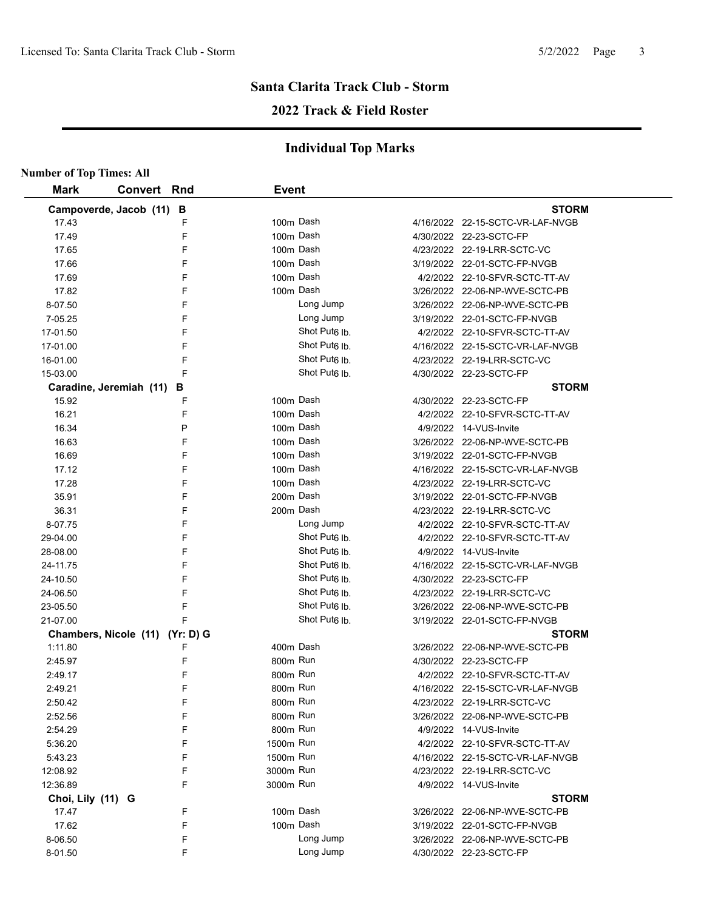# Santa Clarita Track Club - Storm

## 2022 Track & Field Roster

### Individual Top Marks

**Number of Top Times: All**

| Mark | Convert | Rnd | Event | | |
|---|---|---|---|---|---|
| **Campoverde, Jacob (11) B** | | | | | **STORM** |
| 17.43 | | F | 100m Dash | 4/16/2022 | 22-15-SCTC-VR-LAF-NVGB |
| 17.49 | | F | 100m Dash | 4/30/2022 | 22-23-SCTC-FP |
| 17.65 | | F | 100m Dash | 4/23/2022 | 22-19-LRR-SCTC-VC |
| 17.66 | | F | 100m Dash | 3/19/2022 | 22-01-SCTC-FP-NVGB |
| 17.69 | | F | 100m Dash | 4/2/2022 | 22-10-SFVR-SCTC-TT-AV |
| 17.82 | | F | 100m Dash | 3/26/2022 | 22-06-NP-WVE-SCTC-PB |
| 8-07.50 | | F | Long Jump | 3/26/2022 | 22-06-NP-WVE-SCTC-PB |
| 7-05.25 | | F | Long Jump | 3/19/2022 | 22-01-SCTC-FP-NVGB |
| 17-01.50 | | F | Shot Put 6 lb. | 4/2/2022 | 22-10-SFVR-SCTC-TT-AV |
| 17-01.00 | | F | Shot Put 6 lb. | 4/16/2022 | 22-15-SCTC-VR-LAF-NVGB |
| 16-01.00 | | F | Shot Put 6 lb. | 4/23/2022 | 22-19-LRR-SCTC-VC |
| 15-03.00 | | F | Shot Put 6 lb. | 4/30/2022 | 22-23-SCTC-FP |
| **Caradine, Jeremiah (11) B** | | | | | **STORM** |
| 15.92 | | F | 100m Dash | 4/30/2022 | 22-23-SCTC-FP |
| 16.21 | | F | 100m Dash | 4/2/2022 | 22-10-SFVR-SCTC-TT-AV |
| 16.34 | | P | 100m Dash | 4/9/2022 | 14-VUS-Invite |
| 16.63 | | F | 100m Dash | 3/26/2022 | 22-06-NP-WVE-SCTC-PB |
| 16.69 | | F | 100m Dash | 3/19/2022 | 22-01-SCTC-FP-NVGB |
| 17.12 | | F | 100m Dash | 4/16/2022 | 22-15-SCTC-VR-LAF-NVGB |
| 17.28 | | F | 100m Dash | 4/23/2022 | 22-19-LRR-SCTC-VC |
| 35.91 | | F | 200m Dash | 3/19/2022 | 22-01-SCTC-FP-NVGB |
| 36.31 | | F | 200m Dash | 4/23/2022 | 22-19-LRR-SCTC-VC |
| 8-07.75 | | F | Long Jump | 4/2/2022 | 22-10-SFVR-SCTC-TT-AV |
| 29-04.00 | | F | Shot Put 6 lb. | 4/2/2022 | 22-10-SFVR-SCTC-TT-AV |
| 28-08.00 | | F | Shot Put 6 lb. | 4/9/2022 | 14-VUS-Invite |
| 24-11.75 | | F | Shot Put 6 lb. | 4/16/2022 | 22-15-SCTC-VR-LAF-NVGB |
| 24-10.50 | | F | Shot Put 6 lb. | 4/30/2022 | 22-23-SCTC-FP |
| 24-06.50 | | F | Shot Put 6 lb. | 4/23/2022 | 22-19-LRR-SCTC-VC |
| 23-05.50 | | F | Shot Put 6 lb. | 3/26/2022 | 22-06-NP-WVE-SCTC-PB |
| 21-07.00 | | F | Shot Put 6 lb. | 3/19/2022 | 22-01-SCTC-FP-NVGB |
| **Chambers, Nicole (11) (Yr: D) G** | | | | | **STORM** |
| 1:11.80 | | F | 400m Dash | 3/26/2022 | 22-06-NP-WVE-SCTC-PB |
| 2:45.97 | | F | 800m Run | 4/30/2022 | 22-23-SCTC-FP |
| 2:49.17 | | F | 800m Run | 4/2/2022 | 22-10-SFVR-SCTC-TT-AV |
| 2:49.21 | | F | 800m Run | 4/16/2022 | 22-15-SCTC-VR-LAF-NVGB |
| 2:50.42 | | F | 800m Run | 4/23/2022 | 22-19-LRR-SCTC-VC |
| 2:52.56 | | F | 800m Run | 3/26/2022 | 22-06-NP-WVE-SCTC-PB |
| 2:54.29 | | F | 800m Run | 4/9/2022 | 14-VUS-Invite |
| 5:36.20 | | F | 1500m Run | 4/2/2022 | 22-10-SFVR-SCTC-TT-AV |
| 5:43.23 | | F | 1500m Run | 4/16/2022 | 22-15-SCTC-VR-LAF-NVGB |
| 12:08.92 | | F | 3000m Run | 4/23/2022 | 22-19-LRR-SCTC-VC |
| 12:36.89 | | F | 3000m Run | 4/9/2022 | 14-VUS-Invite |
| **Choi, Lily (11) G** | | | | | **STORM** |
| 17.47 | | F | 100m Dash | 3/26/2022 | 22-06-NP-WVE-SCTC-PB |
| 17.62 | | F | 100m Dash | 3/19/2022 | 22-01-SCTC-FP-NVGB |
| 8-06.50 | | F | Long Jump | 3/26/2022 | 22-06-NP-WVE-SCTC-PB |
| 8-01.50 | | F | Long Jump | 4/30/2022 | 22-23-SCTC-FP |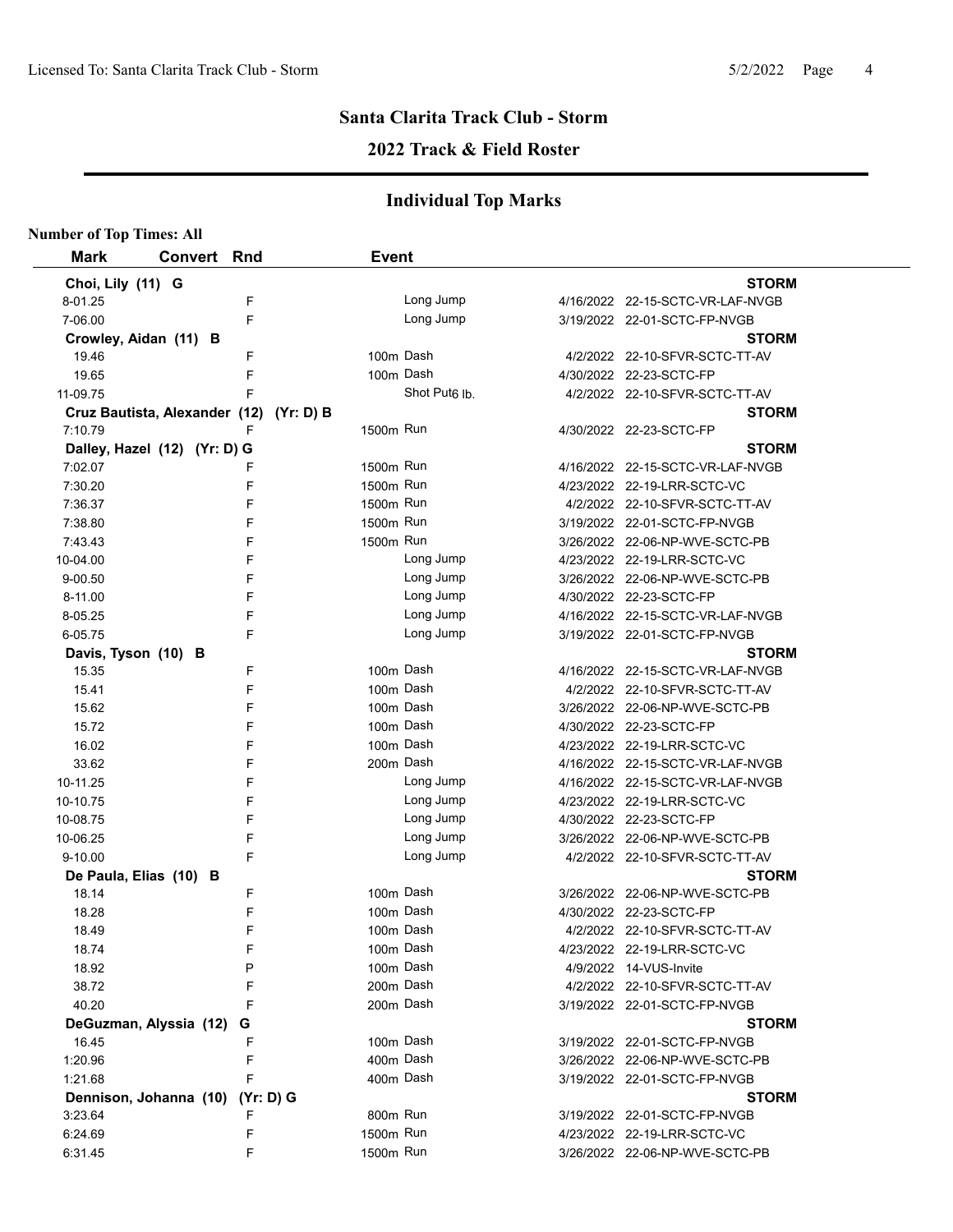## Santa Clarita Track Club - Storm

## 2022 Track & Field Roster

### Individual Top Marks

**Number of Top Times: All**

| Mark | Convert | Rnd | Event | | |
|---|---|---|---|---|---|
| **Choi, Lily (11) G** | | | | | **STORM** |
| 8-01.25 | | F | Long Jump | 4/16/2022 | 22-15-SCTC-VR-LAF-NVGB |
| 7-06.00 | | F | Long Jump | 3/19/2022 | 22-01-SCTC-FP-NVGB |
| **Crowley, Aidan (11) B** | | | | | **STORM** |
| 19.46 | | F | 100m Dash | 4/2/2022 | 22-10-SFVR-SCTC-TT-AV |
| 19.65 | | F | 100m Dash | 4/30/2022 | 22-23-SCTC-FP |
| 11-09.75 | | F | Shot Put6 lb. | 4/2/2022 | 22-10-SFVR-SCTC-TT-AV |
| **Cruz Bautista, Alexander (12) (Yr: D) B** | | | | | **STORM** |
| 7:10.79 | | F | 1500m Run | 4/30/2022 | 22-23-SCTC-FP |
| **Dalley, Hazel (12) (Yr: D) G** | | | | | **STORM** |
| 7:02.07 | | F | 1500m Run | 4/16/2022 | 22-15-SCTC-VR-LAF-NVGB |
| 7:30.20 | | F | 1500m Run | 4/23/2022 | 22-19-LRR-SCTC-VC |
| 7:36.37 | | F | 1500m Run | 4/2/2022 | 22-10-SFVR-SCTC-TT-AV |
| 7:38.80 | | F | 1500m Run | 3/19/2022 | 22-01-SCTC-FP-NVGB |
| 7:43.43 | | F | 1500m Run | 3/26/2022 | 22-06-NP-WVE-SCTC-PB |
| 10-04.00 | | F | Long Jump | 4/23/2022 | 22-19-LRR-SCTC-VC |
| 9-00.50 | | F | Long Jump | 3/26/2022 | 22-06-NP-WVE-SCTC-PB |
| 8-11.00 | | F | Long Jump | 4/30/2022 | 22-23-SCTC-FP |
| 8-05.25 | | F | Long Jump | 4/16/2022 | 22-15-SCTC-VR-LAF-NVGB |
| 6-05.75 | | F | Long Jump | 3/19/2022 | 22-01-SCTC-FP-NVGB |
| **Davis, Tyson (10) B** | | | | | **STORM** |
| 15.35 | | F | 100m Dash | 4/16/2022 | 22-15-SCTC-VR-LAF-NVGB |
| 15.41 | | F | 100m Dash | 4/2/2022 | 22-10-SFVR-SCTC-TT-AV |
| 15.62 | | F | 100m Dash | 3/26/2022 | 22-06-NP-WVE-SCTC-PB |
| 15.72 | | F | 100m Dash | 4/30/2022 | 22-23-SCTC-FP |
| 16.02 | | F | 100m Dash | 4/23/2022 | 22-19-LRR-SCTC-VC |
| 33.62 | | F | 200m Dash | 4/16/2022 | 22-15-SCTC-VR-LAF-NVGB |
| 10-11.25 | | F | Long Jump | 4/16/2022 | 22-15-SCTC-VR-LAF-NVGB |
| 10-10.75 | | F | Long Jump | 4/23/2022 | 22-19-LRR-SCTC-VC |
| 10-08.75 | | F | Long Jump | 4/30/2022 | 22-23-SCTC-FP |
| 10-06.25 | | F | Long Jump | 3/26/2022 | 22-06-NP-WVE-SCTC-PB |
| 9-10.00 | | F | Long Jump | 4/2/2022 | 22-10-SFVR-SCTC-TT-AV |
| **De Paula, Elias (10) B** | | | | | **STORM** |
| 18.14 | | F | 100m Dash | 3/26/2022 | 22-06-NP-WVE-SCTC-PB |
| 18.28 | | F | 100m Dash | 4/30/2022 | 22-23-SCTC-FP |
| 18.49 | | F | 100m Dash | 4/2/2022 | 22-10-SFVR-SCTC-TT-AV |
| 18.74 | | F | 100m Dash | 4/23/2022 | 22-19-LRR-SCTC-VC |
| 18.92 | | P | 100m Dash | 4/9/2022 | 14-VUS-Invite |
| 38.72 | | F | 200m Dash | 4/2/2022 | 22-10-SFVR-SCTC-TT-AV |
| 40.20 | | F | 200m Dash | 3/19/2022 | 22-01-SCTC-FP-NVGB |
| **DeGuzman, Alyssia (12) G** | | | | | **STORM** |
| 16.45 | | F | 100m Dash | 3/19/2022 | 22-01-SCTC-FP-NVGB |
| 1:20.96 | | F | 400m Dash | 3/26/2022 | 22-06-NP-WVE-SCTC-PB |
| 1:21.68 | | F | 400m Dash | 3/19/2022 | 22-01-SCTC-FP-NVGB |
| **Dennison, Johanna (10) (Yr: D) G** | | | | | **STORM** |
| 3:23.64 | | F | 800m Run | 3/19/2022 | 22-01-SCTC-FP-NVGB |
| 6:24.69 | | F | 1500m Run | 4/23/2022 | 22-19-LRR-SCTC-VC |
| 6:31.45 | | F | 1500m Run | 3/26/2022 | 22-06-NP-WVE-SCTC-PB |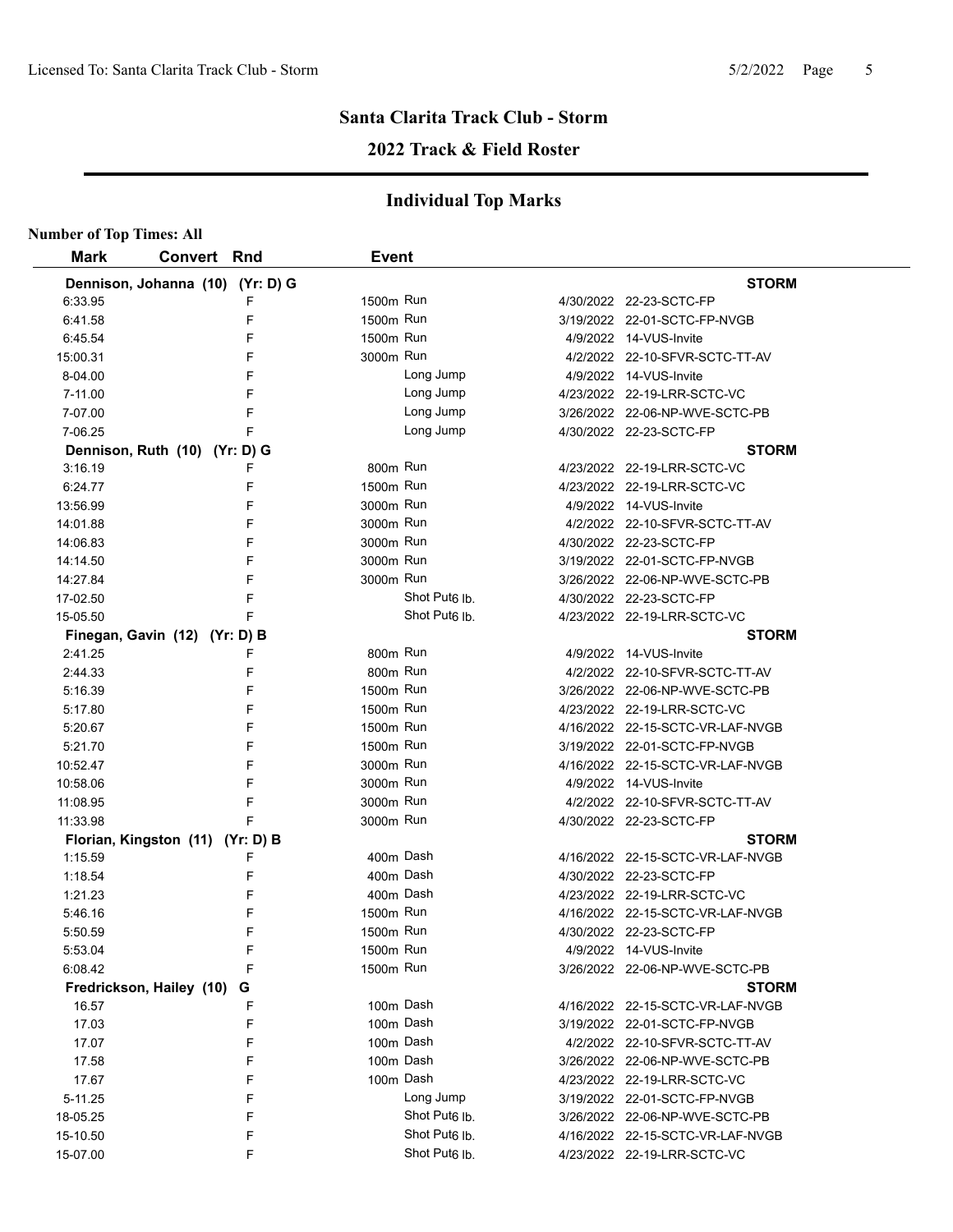# Santa Clarita Track Club - Storm

## 2022 Track & Field Roster

### Individual Top Marks

**Number of Top Times: All**

| Mark | Convert | Rnd | Event | | Date | Meet |
|---|---|---|---|---|---|---|
| **Dennison, Johanna (10) (Yr: D) G** | | | | | | **STORM** |
| 6:33.95 | | F | 1500m Run | | 4/30/2022 | 22-23-SCTC-FP |
| 6:41.58 | | F | 1500m Run | | 3/19/2022 | 22-01-SCTC-FP-NVGB |
| 6:45.54 | | F | 1500m Run | | 4/9/2022 | 14-VUS-Invite |
| 15:00.31 | | F | 3000m Run | | 4/2/2022 | 22-10-SFVR-SCTC-TT-AV |
| 8-04.00 | | F | | Long Jump | 4/9/2022 | 14-VUS-Invite |
| 7-11.00 | | F | | Long Jump | 4/23/2022 | 22-19-LRR-SCTC-VC |
| 7-07.00 | | F | | Long Jump | 3/26/2022 | 22-06-NP-WVE-SCTC-PB |
| 7-06.25 | | F | | Long Jump | 4/30/2022 | 22-23-SCTC-FP |
| **Dennison, Ruth (10) (Yr: D) G** | | | | | | **STORM** |
| 3:16.19 | | F | 800m Run | | 4/23/2022 | 22-19-LRR-SCTC-VC |
| 6:24.77 | | F | 1500m Run | | 4/23/2022 | 22-19-LRR-SCTC-VC |
| 13:56.99 | | F | 3000m Run | | 4/9/2022 | 14-VUS-Invite |
| 14:01.88 | | F | 3000m Run | | 4/2/2022 | 22-10-SFVR-SCTC-TT-AV |
| 14:06.83 | | F | 3000m Run | | 4/30/2022 | 22-23-SCTC-FP |
| 14:14.50 | | F | 3000m Run | | 3/19/2022 | 22-01-SCTC-FP-NVGB |
| 14:27.84 | | F | 3000m Run | | 3/26/2022 | 22-06-NP-WVE-SCTC-PB |
| 17-02.50 | | F | | Shot Put6 lb. | 4/30/2022 | 22-23-SCTC-FP |
| 15-05.50 | | F | | Shot Put6 lb. | 4/23/2022 | 22-19-LRR-SCTC-VC |
| **Finegan, Gavin (12) (Yr: D) B** | | | | | | **STORM** |
| 2:41.25 | | F | 800m Run | | 4/9/2022 | 14-VUS-Invite |
| 2:44.33 | | F | 800m Run | | 4/2/2022 | 22-10-SFVR-SCTC-TT-AV |
| 5:16.39 | | F | 1500m Run | | 3/26/2022 | 22-06-NP-WVE-SCTC-PB |
| 5:17.80 | | F | 1500m Run | | 4/23/2022 | 22-19-LRR-SCTC-VC |
| 5:20.67 | | F | 1500m Run | | 4/16/2022 | 22-15-SCTC-VR-LAF-NVGB |
| 5:21.70 | | F | 1500m Run | | 3/19/2022 | 22-01-SCTC-FP-NVGB |
| 10:52.47 | | F | 3000m Run | | 4/16/2022 | 22-15-SCTC-VR-LAF-NVGB |
| 10:58.06 | | F | 3000m Run | | 4/9/2022 | 14-VUS-Invite |
| 11:08.95 | | F | 3000m Run | | 4/2/2022 | 22-10-SFVR-SCTC-TT-AV |
| 11:33.98 | | F | 3000m Run | | 4/30/2022 | 22-23-SCTC-FP |
| **Florian, Kingston (11) (Yr: D) B** | | | | | | **STORM** |
| 1:15.59 | | F | 400m Dash | | 4/16/2022 | 22-15-SCTC-VR-LAF-NVGB |
| 1:18.54 | | F | 400m Dash | | 4/30/2022 | 22-23-SCTC-FP |
| 1:21.23 | | F | 400m Dash | | 4/23/2022 | 22-19-LRR-SCTC-VC |
| 5:46.16 | | F | 1500m Run | | 4/16/2022 | 22-15-SCTC-VR-LAF-NVGB |
| 5:50.59 | | F | 1500m Run | | 4/30/2022 | 22-23-SCTC-FP |
| 5:53.04 | | F | 1500m Run | | 4/9/2022 | 14-VUS-Invite |
| 6:08.42 | | F | 1500m Run | | 3/26/2022 | 22-06-NP-WVE-SCTC-PB |
| **Fredrickson, Hailey (10) G** | | | | | | **STORM** |
| 16.57 | | F | 100m Dash | | 4/16/2022 | 22-15-SCTC-VR-LAF-NVGB |
| 17.03 | | F | 100m Dash | | 3/19/2022 | 22-01-SCTC-FP-NVGB |
| 17.07 | | F | 100m Dash | | 4/2/2022 | 22-10-SFVR-SCTC-TT-AV |
| 17.58 | | F | 100m Dash | | 3/26/2022 | 22-06-NP-WVE-SCTC-PB |
| 17.67 | | F | 100m Dash | | 4/23/2022 | 22-19-LRR-SCTC-VC |
| 5-11.25 | | F | | Long Jump | 3/19/2022 | 22-01-SCTC-FP-NVGB |
| 18-05.25 | | F | | Shot Put6 lb. | 3/26/2022 | 22-06-NP-WVE-SCTC-PB |
| 15-10.50 | | F | | Shot Put6 lb. | 4/16/2022 | 22-15-SCTC-VR-LAF-NVGB |
| 15-07.00 | | F | | Shot Put6 lb. | 4/23/2022 | 22-19-LRR-SCTC-VC |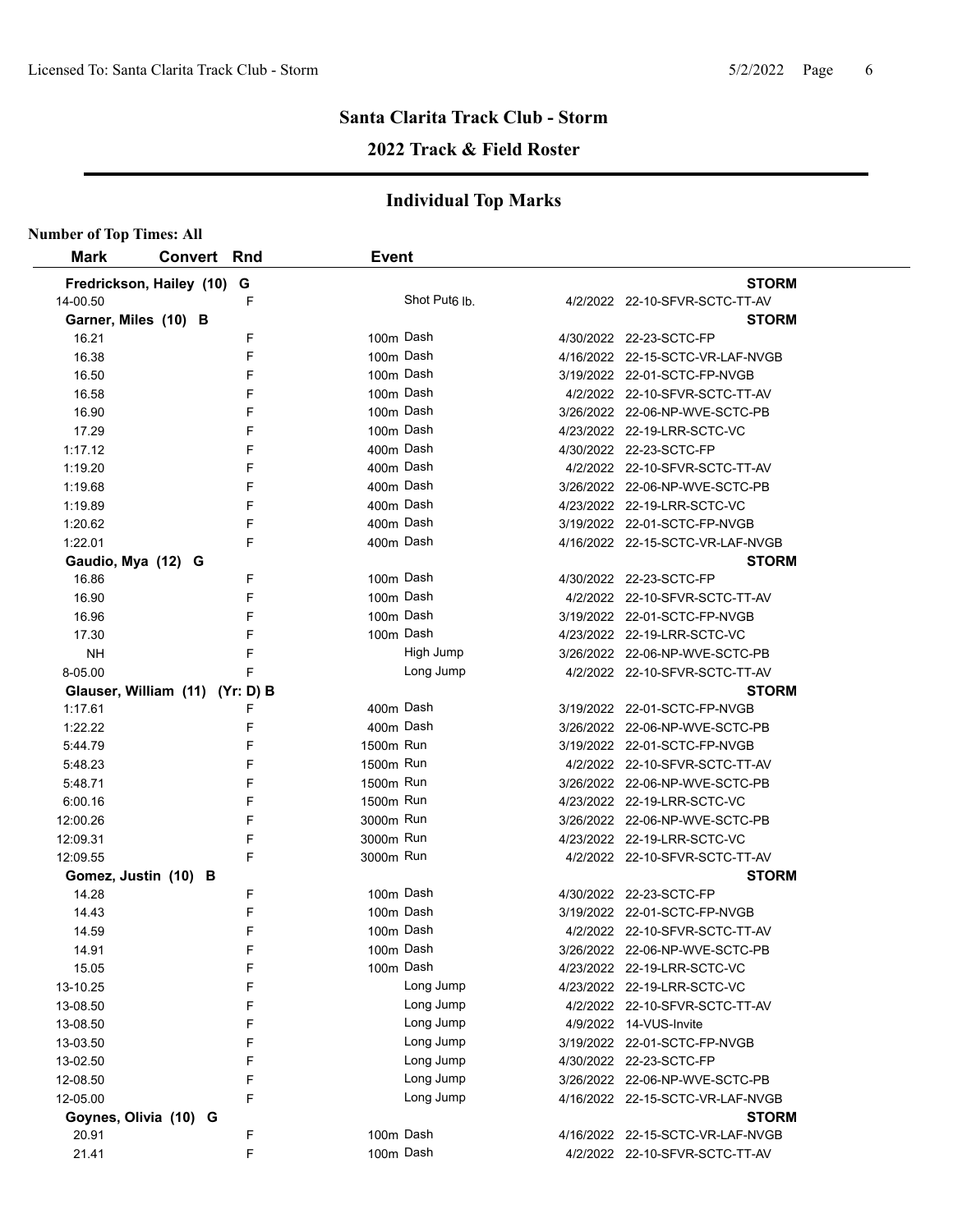## Santa Clarita Track Club - Storm

## 2022 Track & Field Roster

### Individual Top Marks

**Number of Top Times: All**

| Mark | Convert | Rnd | Event | Date | Meet |
|---|---|---|---|---|---|
| **Fredrickson, Hailey (10) G** | | | | | **STORM** |
| 14-00.50 | | F | Shot Put 6 lb. | 4/2/2022 | 22-10-SFVR-SCTC-TT-AV |
| **Garner, Miles (10) B** | | | | | **STORM** |
| 16.21 | | F | 100m Dash | 4/30/2022 | 22-23-SCTC-FP |
| 16.38 | | F | 100m Dash | 4/16/2022 | 22-15-SCTC-VR-LAF-NVGB |
| 16.50 | | F | 100m Dash | 3/19/2022 | 22-01-SCTC-FP-NVGB |
| 16.58 | | F | 100m Dash | 4/2/2022 | 22-10-SFVR-SCTC-TT-AV |
| 16.90 | | F | 100m Dash | 3/26/2022 | 22-06-NP-WVE-SCTC-PB |
| 17.29 | | F | 100m Dash | 4/23/2022 | 22-19-LRR-SCTC-VC |
| 1:17.12 | | F | 400m Dash | 4/30/2022 | 22-23-SCTC-FP |
| 1:19.20 | | F | 400m Dash | 4/2/2022 | 22-10-SFVR-SCTC-TT-AV |
| 1:19.68 | | F | 400m Dash | 3/26/2022 | 22-06-NP-WVE-SCTC-PB |
| 1:19.89 | | F | 400m Dash | 4/23/2022 | 22-19-LRR-SCTC-VC |
| 1:20.62 | | F | 400m Dash | 3/19/2022 | 22-01-SCTC-FP-NVGB |
| 1:22.01 | | F | 400m Dash | 4/16/2022 | 22-15-SCTC-VR-LAF-NVGB |
| **Gaudio, Mya (12) G** | | | | | **STORM** |
| 16.86 | | F | 100m Dash | 4/30/2022 | 22-23-SCTC-FP |
| 16.90 | | F | 100m Dash | 4/2/2022 | 22-10-SFVR-SCTC-TT-AV |
| 16.96 | | F | 100m Dash | 3/19/2022 | 22-01-SCTC-FP-NVGB |
| 17.30 | | F | 100m Dash | 4/23/2022 | 22-19-LRR-SCTC-VC |
| NH | | F | High Jump | 3/26/2022 | 22-06-NP-WVE-SCTC-PB |
| 8-05.00 | | F | Long Jump | 4/2/2022 | 22-10-SFVR-SCTC-TT-AV |
| **Glauser, William (11) (Yr: D) B** | | | | | **STORM** |
| 1:17.61 | | F | 400m Dash | 3/19/2022 | 22-01-SCTC-FP-NVGB |
| 1:22.22 | | F | 400m Dash | 3/26/2022 | 22-06-NP-WVE-SCTC-PB |
| 5:44.79 | | F | 1500m Run | 3/19/2022 | 22-01-SCTC-FP-NVGB |
| 5:48.23 | | F | 1500m Run | 4/2/2022 | 22-10-SFVR-SCTC-TT-AV |
| 5:48.71 | | F | 1500m Run | 3/26/2022 | 22-06-NP-WVE-SCTC-PB |
| 6:00.16 | | F | 1500m Run | 4/23/2022 | 22-19-LRR-SCTC-VC |
| 12:00.26 | | F | 3000m Run | 3/26/2022 | 22-06-NP-WVE-SCTC-PB |
| 12:09.31 | | F | 3000m Run | 4/23/2022 | 22-19-LRR-SCTC-VC |
| 12:09.55 | | F | 3000m Run | 4/2/2022 | 22-10-SFVR-SCTC-TT-AV |
| **Gomez, Justin (10) B** | | | | | **STORM** |
| 14.28 | | F | 100m Dash | 4/30/2022 | 22-23-SCTC-FP |
| 14.43 | | F | 100m Dash | 3/19/2022 | 22-01-SCTC-FP-NVGB |
| 14.59 | | F | 100m Dash | 4/2/2022 | 22-10-SFVR-SCTC-TT-AV |
| 14.91 | | F | 100m Dash | 3/26/2022 | 22-06-NP-WVE-SCTC-PB |
| 15.05 | | F | 100m Dash | 4/23/2022 | 22-19-LRR-SCTC-VC |
| 13-10.25 | | F | Long Jump | 4/23/2022 | 22-19-LRR-SCTC-VC |
| 13-08.50 | | F | Long Jump | 4/2/2022 | 22-10-SFVR-SCTC-TT-AV |
| 13-08.50 | | F | Long Jump | 4/9/2022 | 14-VUS-Invite |
| 13-03.50 | | F | Long Jump | 3/19/2022 | 22-01-SCTC-FP-NVGB |
| 13-02.50 | | F | Long Jump | 4/30/2022 | 22-23-SCTC-FP |
| 12-08.50 | | F | Long Jump | 3/26/2022 | 22-06-NP-WVE-SCTC-PB |
| 12-05.00 | | F | Long Jump | 4/16/2022 | 22-15-SCTC-VR-LAF-NVGB |
| **Goynes, Olivia (10) G** | | | | | **STORM** |
| 20.91 | | F | 100m Dash | 4/16/2022 | 22-15-SCTC-VR-LAF-NVGB |
| 21.41 | | F | 100m Dash | 4/2/2022 | 22-10-SFVR-SCTC-TT-AV |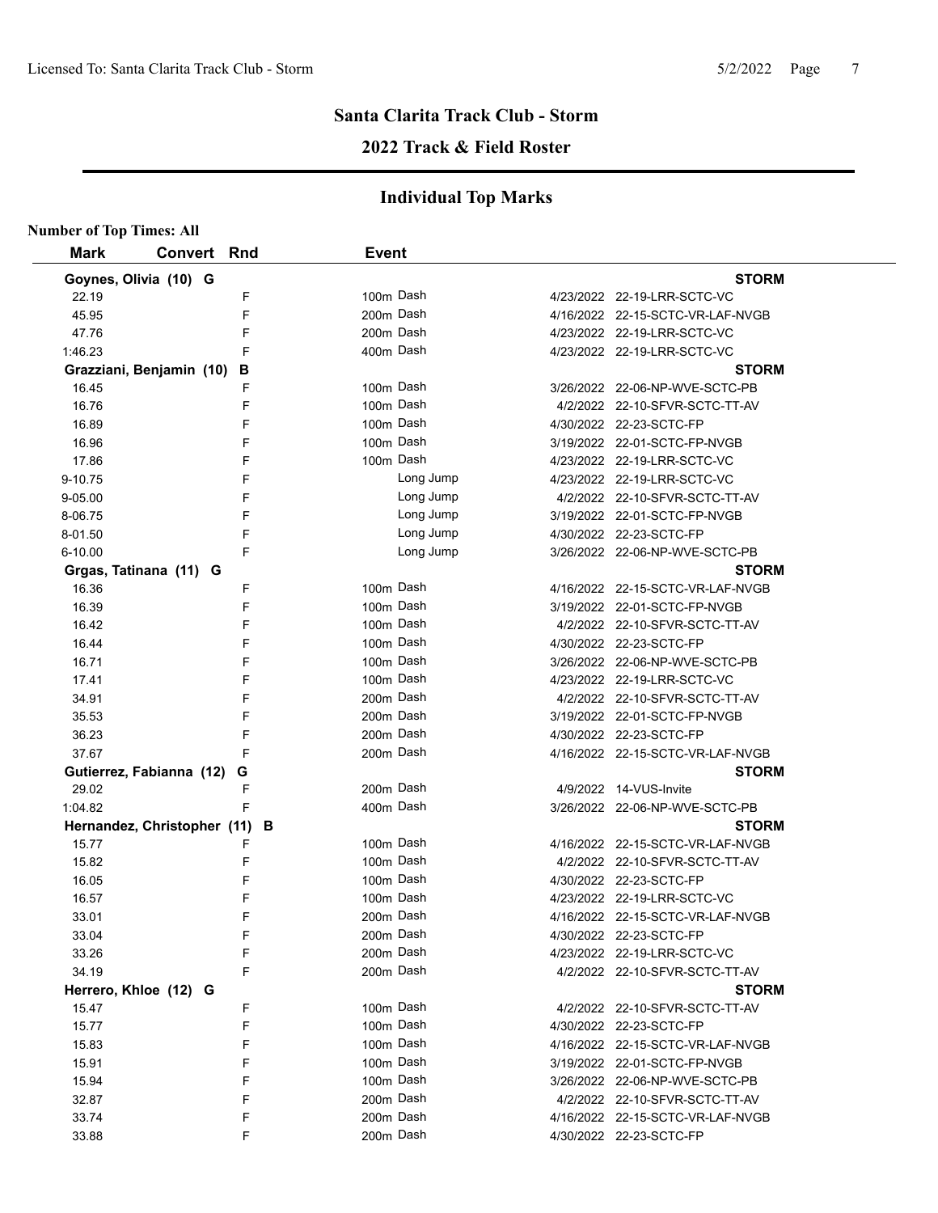## Santa Clarita Track Club - Storm

## 2022 Track & Field Roster

### Individual Top Marks

**Number of Top Times: All**

| Mark | Convert | Rnd | Event | Date | Meet |
|---|---|---|---|---|---|
| **Goynes, Olivia (10) G** | | | | | **STORM** |
| 22.19 | | F | 100m Dash | 4/23/2022 | 22-19-LRR-SCTC-VC |
| 45.95 | | F | 200m Dash | 4/16/2022 | 22-15-SCTC-VR-LAF-NVGB |
| 47.76 | | F | 200m Dash | 4/23/2022 | 22-19-LRR-SCTC-VC |
| 1:46.23 | | F | 400m Dash | 4/23/2022 | 22-19-LRR-SCTC-VC |
| **Grazziani, Benjamin (10) B** | | | | | **STORM** |
| 16.45 | | F | 100m Dash | 3/26/2022 | 22-06-NP-WVE-SCTC-PB |
| 16.76 | | F | 100m Dash | 4/2/2022 | 22-10-SFVR-SCTC-TT-AV |
| 16.89 | | F | 100m Dash | 4/30/2022 | 22-23-SCTC-FP |
| 16.96 | | F | 100m Dash | 3/19/2022 | 22-01-SCTC-FP-NVGB |
| 17.86 | | F | 100m Dash | 4/23/2022 | 22-19-LRR-SCTC-VC |
| 9-10.75 | | F | Long Jump | 4/23/2022 | 22-19-LRR-SCTC-VC |
| 9-05.00 | | F | Long Jump | 4/2/2022 | 22-10-SFVR-SCTC-TT-AV |
| 8-06.75 | | F | Long Jump | 3/19/2022 | 22-01-SCTC-FP-NVGB |
| 8-01.50 | | F | Long Jump | 4/30/2022 | 22-23-SCTC-FP |
| 6-10.00 | | F | Long Jump | 3/26/2022 | 22-06-NP-WVE-SCTC-PB |
| **Grgas, Tatinana (11) G** | | | | | **STORM** |
| 16.36 | | F | 100m Dash | 4/16/2022 | 22-15-SCTC-VR-LAF-NVGB |
| 16.39 | | F | 100m Dash | 3/19/2022 | 22-01-SCTC-FP-NVGB |
| 16.42 | | F | 100m Dash | 4/2/2022 | 22-10-SFVR-SCTC-TT-AV |
| 16.44 | | F | 100m Dash | 4/30/2022 | 22-23-SCTC-FP |
| 16.71 | | F | 100m Dash | 3/26/2022 | 22-06-NP-WVE-SCTC-PB |
| 17.41 | | F | 100m Dash | 4/23/2022 | 22-19-LRR-SCTC-VC |
| 34.91 | | F | 200m Dash | 4/2/2022 | 22-10-SFVR-SCTC-TT-AV |
| 35.53 | | F | 200m Dash | 3/19/2022 | 22-01-SCTC-FP-NVGB |
| 36.23 | | F | 200m Dash | 4/30/2022 | 22-23-SCTC-FP |
| 37.67 | | F | 200m Dash | 4/16/2022 | 22-15-SCTC-VR-LAF-NVGB |
| **Gutierrez, Fabianna (12) G** | | | | | **STORM** |
| 29.02 | | F | 200m Dash | 4/9/2022 | 14-VUS-Invite |
| 1:04.82 | | F | 400m Dash | 3/26/2022 | 22-06-NP-WVE-SCTC-PB |
| **Hernandez, Christopher (11) B** | | | | | **STORM** |
| 15.77 | | F | 100m Dash | 4/16/2022 | 22-15-SCTC-VR-LAF-NVGB |
| 15.82 | | F | 100m Dash | 4/2/2022 | 22-10-SFVR-SCTC-TT-AV |
| 16.05 | | F | 100m Dash | 4/30/2022 | 22-23-SCTC-FP |
| 16.57 | | F | 100m Dash | 4/23/2022 | 22-19-LRR-SCTC-VC |
| 33.01 | | F | 200m Dash | 4/16/2022 | 22-15-SCTC-VR-LAF-NVGB |
| 33.04 | | F | 200m Dash | 4/30/2022 | 22-23-SCTC-FP |
| 33.26 | | F | 200m Dash | 4/23/2022 | 22-19-LRR-SCTC-VC |
| 34.19 | | F | 200m Dash | 4/2/2022 | 22-10-SFVR-SCTC-TT-AV |
| **Herrero, Khloe (12) G** | | | | | **STORM** |
| 15.47 | | F | 100m Dash | 4/2/2022 | 22-10-SFVR-SCTC-TT-AV |
| 15.77 | | F | 100m Dash | 4/30/2022 | 22-23-SCTC-FP |
| 15.83 | | F | 100m Dash | 4/16/2022 | 22-15-SCTC-VR-LAF-NVGB |
| 15.91 | | F | 100m Dash | 3/19/2022 | 22-01-SCTC-FP-NVGB |
| 15.94 | | F | 100m Dash | 3/26/2022 | 22-06-NP-WVE-SCTC-PB |
| 32.87 | | F | 200m Dash | 4/2/2022 | 22-10-SFVR-SCTC-TT-AV |
| 33.74 | | F | 200m Dash | 4/16/2022 | 22-15-SCTC-VR-LAF-NVGB |
| 33.88 | | F | 200m Dash | 4/30/2022 | 22-23-SCTC-FP |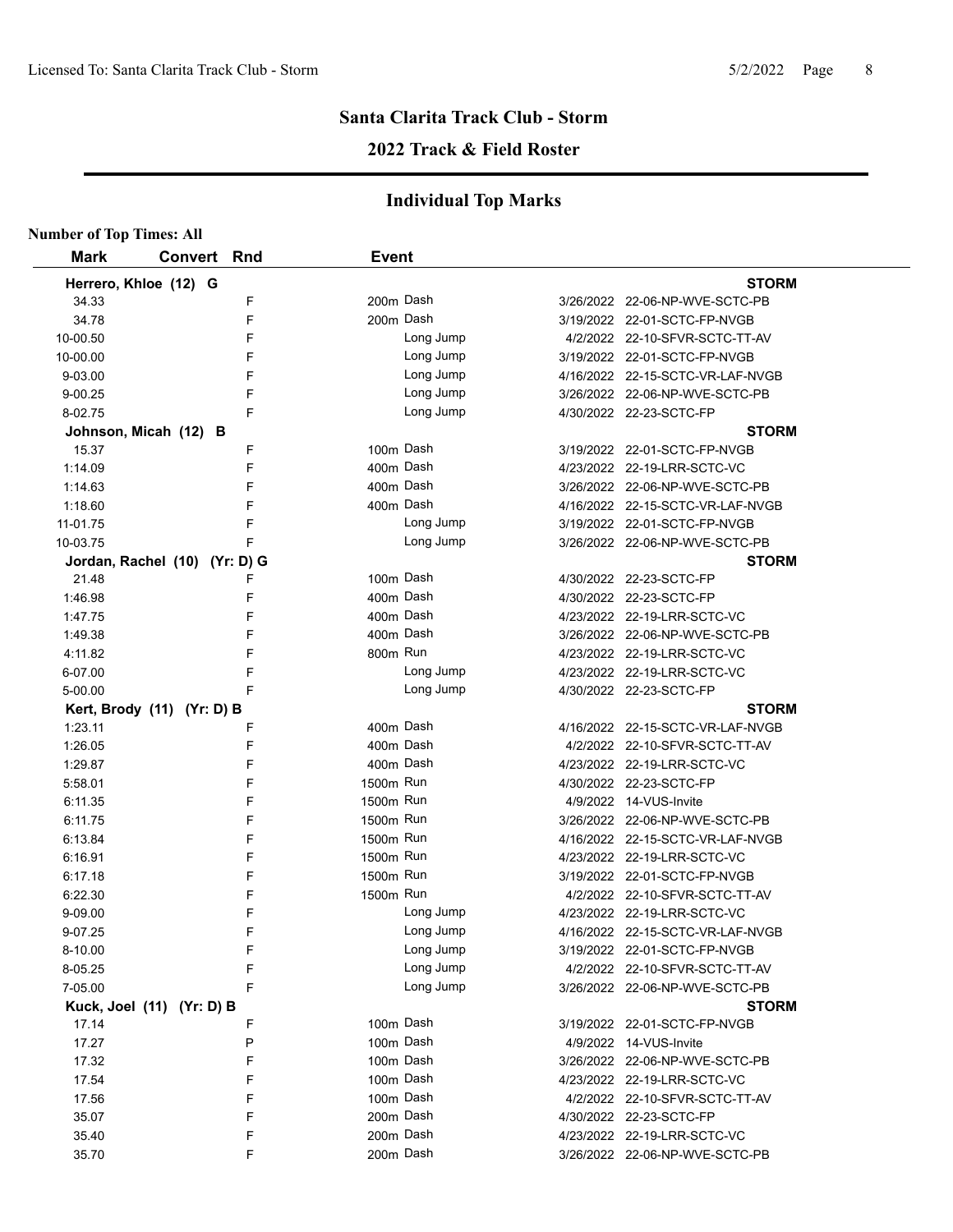## Santa Clarita Track Club - Storm

## 2022 Track & Field Roster

## Individual Top Marks

**Number of Top Times: All**

| Mark | Convert | Rnd | Event | Date | Meet |
|---|---|---|---|---|---|
| **Herrero, Khloe (12) G** | | | | | **STORM** |
| 34.33 | | F | 200m Dash | 3/26/2022 | 22-06-NP-WVE-SCTC-PB |
| 34.78 | | F | 200m Dash | 3/19/2022 | 22-01-SCTC-FP-NVGB |
| 10-00.50 | | F | Long Jump | 4/2/2022 | 22-10-SFVR-SCTC-TT-AV |
| 10-00.00 | | F | Long Jump | 3/19/2022 | 22-01-SCTC-FP-NVGB |
| 9-03.00 | | F | Long Jump | 4/16/2022 | 22-15-SCTC-VR-LAF-NVGB |
| 9-00.25 | | F | Long Jump | 3/26/2022 | 22-06-NP-WVE-SCTC-PB |
| 8-02.75 | | F | Long Jump | 4/30/2022 | 22-23-SCTC-FP |
| **Johnson, Micah (12) B** | | | | | **STORM** |
| 15.37 | | F | 100m Dash | 3/19/2022 | 22-01-SCTC-FP-NVGB |
| 1:14.09 | | F | 400m Dash | 4/23/2022 | 22-19-LRR-SCTC-VC |
| 1:14.63 | | F | 400m Dash | 3/26/2022 | 22-06-NP-WVE-SCTC-PB |
| 1:18.60 | | F | 400m Dash | 4/16/2022 | 22-15-SCTC-VR-LAF-NVGB |
| 11-01.75 | | F | Long Jump | 3/19/2022 | 22-01-SCTC-FP-NVGB |
| 10-03.75 | | F | Long Jump | 3/26/2022 | 22-06-NP-WVE-SCTC-PB |
| **Jordan, Rachel (10) (Yr: D) G** | | | | | **STORM** |
| 21.48 | | F | 100m Dash | 4/30/2022 | 22-23-SCTC-FP |
| 1:46.98 | | F | 400m Dash | 4/30/2022 | 22-23-SCTC-FP |
| 1:47.75 | | F | 400m Dash | 4/23/2022 | 22-19-LRR-SCTC-VC |
| 1:49.38 | | F | 400m Dash | 3/26/2022 | 22-06-NP-WVE-SCTC-PB |
| 4:11.82 | | F | 800m Run | 4/23/2022 | 22-19-LRR-SCTC-VC |
| 6-07.00 | | F | Long Jump | 4/23/2022 | 22-19-LRR-SCTC-VC |
| 5-00.00 | | F | Long Jump | 4/30/2022 | 22-23-SCTC-FP |
| **Kert, Brody (11) (Yr: D) B** | | | | | **STORM** |
| 1:23.11 | | F | 400m Dash | 4/16/2022 | 22-15-SCTC-VR-LAF-NVGB |
| 1:26.05 | | F | 400m Dash | 4/2/2022 | 22-10-SFVR-SCTC-TT-AV |
| 1:29.87 | | F | 400m Dash | 4/23/2022 | 22-19-LRR-SCTC-VC |
| 5:58.01 | | F | 1500m Run | 4/30/2022 | 22-23-SCTC-FP |
| 6:11.35 | | F | 1500m Run | 4/9/2022 | 14-VUS-Invite |
| 6:11.75 | | F | 1500m Run | 3/26/2022 | 22-06-NP-WVE-SCTC-PB |
| 6:13.84 | | F | 1500m Run | 4/16/2022 | 22-15-SCTC-VR-LAF-NVGB |
| 6:16.91 | | F | 1500m Run | 4/23/2022 | 22-19-LRR-SCTC-VC |
| 6:17.18 | | F | 1500m Run | 3/19/2022 | 22-01-SCTC-FP-NVGB |
| 6:22.30 | | F | 1500m Run | 4/2/2022 | 22-10-SFVR-SCTC-TT-AV |
| 9-09.00 | | F | Long Jump | 4/23/2022 | 22-19-LRR-SCTC-VC |
| 9-07.25 | | F | Long Jump | 4/16/2022 | 22-15-SCTC-VR-LAF-NVGB |
| 8-10.00 | | F | Long Jump | 3/19/2022 | 22-01-SCTC-FP-NVGB |
| 8-05.25 | | F | Long Jump | 4/2/2022 | 22-10-SFVR-SCTC-TT-AV |
| 7-05.00 | | F | Long Jump | 3/26/2022 | 22-06-NP-WVE-SCTC-PB |
| **Kuck, Joel (11) (Yr: D) B** | | | | | **STORM** |
| 17.14 | | F | 100m Dash | 3/19/2022 | 22-01-SCTC-FP-NVGB |
| 17.27 | | P | 100m Dash | 4/9/2022 | 14-VUS-Invite |
| 17.32 | | F | 100m Dash | 3/26/2022 | 22-06-NP-WVE-SCTC-PB |
| 17.54 | | F | 100m Dash | 4/23/2022 | 22-19-LRR-SCTC-VC |
| 17.56 | | F | 100m Dash | 4/2/2022 | 22-10-SFVR-SCTC-TT-AV |
| 35.07 | | F | 200m Dash | 4/30/2022 | 22-23-SCTC-FP |
| 35.40 | | F | 200m Dash | 4/23/2022 | 22-19-LRR-SCTC-VC |
| 35.70 | | F | 200m Dash | 3/26/2022 | 22-06-NP-WVE-SCTC-PB |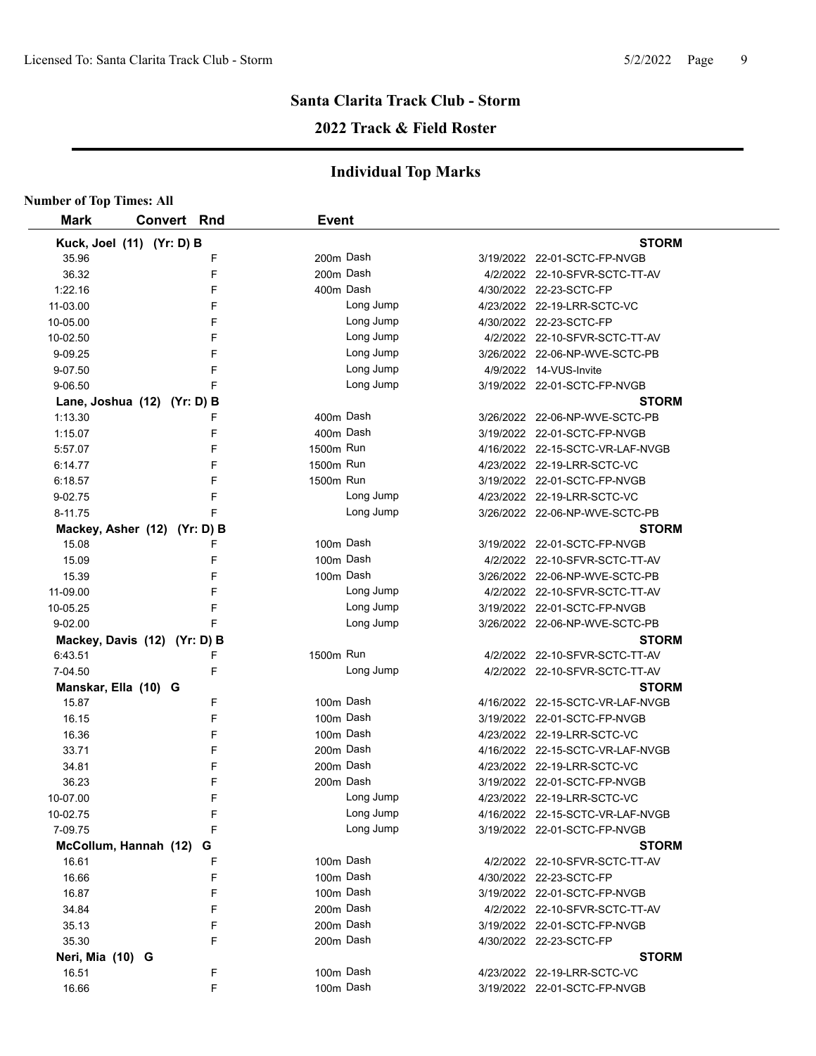## Santa Clarita Track Club - Storm

## 2022 Track & Field Roster

### Individual Top Marks

**Number of Top Times: All**

| Mark | Convert | Rnd | Event | Date | Meet |
|---|---|---|---|---|---|
| **Kuck, Joel (11) (Yr: D) B** | | | | | **STORM** |
| 35.96 | | F | 200m Dash | 3/19/2022 | 22-01-SCTC-FP-NVGB |
| 36.32 | | F | 200m Dash | 4/2/2022 | 22-10-SFVR-SCTC-TT-AV |
| 1:22.16 | | F | 400m Dash | 4/30/2022 | 22-23-SCTC-FP |
| 11-03.00 | | F | Long Jump | 4/23/2022 | 22-19-LRR-SCTC-VC |
| 10-05.00 | | F | Long Jump | 4/30/2022 | 22-23-SCTC-FP |
| 10-02.50 | | F | Long Jump | 4/2/2022 | 22-10-SFVR-SCTC-TT-AV |
| 9-09.25 | | F | Long Jump | 3/26/2022 | 22-06-NP-WVE-SCTC-PB |
| 9-07.50 | | F | Long Jump | 4/9/2022 | 14-VUS-Invite |
| 9-06.50 | | F | Long Jump | 3/19/2022 | 22-01-SCTC-FP-NVGB |
| **Lane, Joshua (12) (Yr: D) B** | | | | | **STORM** |
| 1:13.30 | | F | 400m Dash | 3/26/2022 | 22-06-NP-WVE-SCTC-PB |
| 1:15.07 | | F | 400m Dash | 3/19/2022 | 22-01-SCTC-FP-NVGB |
| 5:57.07 | | F | 1500m Run | 4/16/2022 | 22-15-SCTC-VR-LAF-NVGB |
| 6:14.77 | | F | 1500m Run | 4/23/2022 | 22-19-LRR-SCTC-VC |
| 6:18.57 | | F | 1500m Run | 3/19/2022 | 22-01-SCTC-FP-NVGB |
| 9-02.75 | | F | Long Jump | 4/23/2022 | 22-19-LRR-SCTC-VC |
| 8-11.75 | | F | Long Jump | 3/26/2022 | 22-06-NP-WVE-SCTC-PB |
| **Mackey, Asher (12) (Yr: D) B** | | | | | **STORM** |
| 15.08 | | F | 100m Dash | 3/19/2022 | 22-01-SCTC-FP-NVGB |
| 15.09 | | F | 100m Dash | 4/2/2022 | 22-10-SFVR-SCTC-TT-AV |
| 15.39 | | F | 100m Dash | 3/26/2022 | 22-06-NP-WVE-SCTC-PB |
| 11-09.00 | | F | Long Jump | 4/2/2022 | 22-10-SFVR-SCTC-TT-AV |
| 10-05.25 | | F | Long Jump | 3/19/2022 | 22-01-SCTC-FP-NVGB |
| 9-02.00 | | F | Long Jump | 3/26/2022 | 22-06-NP-WVE-SCTC-PB |
| **Mackey, Davis (12) (Yr: D) B** | | | | | **STORM** |
| 6:43.51 | | F | 1500m Run | 4/2/2022 | 22-10-SFVR-SCTC-TT-AV |
| 7-04.50 | | F | Long Jump | 4/2/2022 | 22-10-SFVR-SCTC-TT-AV |
| **Manskar, Ella (10) G** | | | | | **STORM** |
| 15.87 | | F | 100m Dash | 4/16/2022 | 22-15-SCTC-VR-LAF-NVGB |
| 16.15 | | F | 100m Dash | 3/19/2022 | 22-01-SCTC-FP-NVGB |
| 16.36 | | F | 100m Dash | 4/23/2022 | 22-19-LRR-SCTC-VC |
| 33.71 | | F | 200m Dash | 4/16/2022 | 22-15-SCTC-VR-LAF-NVGB |
| 34.81 | | F | 200m Dash | 4/23/2022 | 22-19-LRR-SCTC-VC |
| 36.23 | | F | 200m Dash | 3/19/2022 | 22-01-SCTC-FP-NVGB |
| 10-07.00 | | F | Long Jump | 4/23/2022 | 22-19-LRR-SCTC-VC |
| 10-02.75 | | F | Long Jump | 4/16/2022 | 22-15-SCTC-VR-LAF-NVGB |
| 7-09.75 | | F | Long Jump | 3/19/2022 | 22-01-SCTC-FP-NVGB |
| **McCollum, Hannah (12) G** | | | | | **STORM** |
| 16.61 | | F | 100m Dash | 4/2/2022 | 22-10-SFVR-SCTC-TT-AV |
| 16.66 | | F | 100m Dash | 4/30/2022 | 22-23-SCTC-FP |
| 16.87 | | F | 100m Dash | 3/19/2022 | 22-01-SCTC-FP-NVGB |
| 34.84 | | F | 200m Dash | 4/2/2022 | 22-10-SFVR-SCTC-TT-AV |
| 35.13 | | F | 200m Dash | 3/19/2022 | 22-01-SCTC-FP-NVGB |
| 35.30 | | F | 200m Dash | 4/30/2022 | 22-23-SCTC-FP |
| **Neri, Mia (10) G** | | | | | **STORM** |
| 16.51 | | F | 100m Dash | 4/23/2022 | 22-19-LRR-SCTC-VC |
| 16.66 | | F | 100m Dash | 3/19/2022 | 22-01-SCTC-FP-NVGB |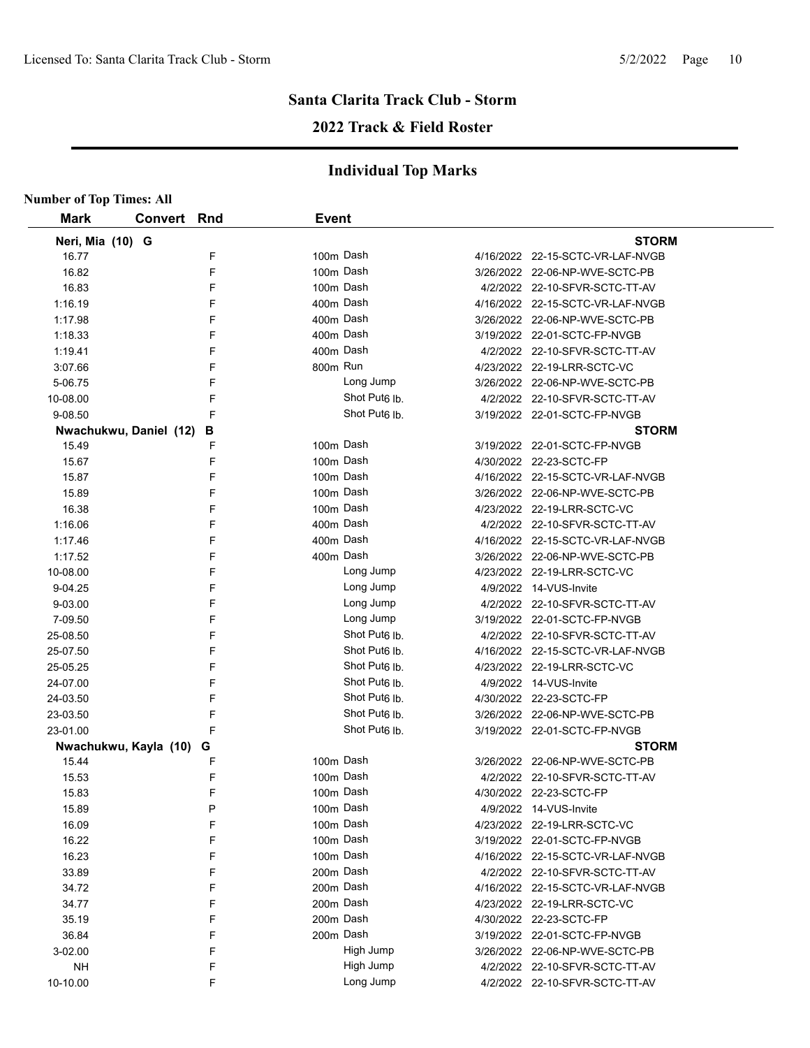## Santa Clarita Track Club - Storm

## 2022 Track & Field Roster

### Individual Top Marks

**Number of Top Times: All**

| Mark | Convert | Rnd | Event | Date | Meet |
|---|---|---|---|---|---|
| **Neri, Mia (10) G** | | | | | **STORM** |
| 16.77 | | F | 100m Dash | 4/16/2022 | 22-15-SCTC-VR-LAF-NVGB |
| 16.82 | | F | 100m Dash | 3/26/2022 | 22-06-NP-WVE-SCTC-PB |
| 16.83 | | F | 100m Dash | 4/2/2022 | 22-10-SFVR-SCTC-TT-AV |
| 1:16.19 | | F | 400m Dash | 4/16/2022 | 22-15-SCTC-VR-LAF-NVGB |
| 1:17.98 | | F | 400m Dash | 3/26/2022 | 22-06-NP-WVE-SCTC-PB |
| 1:18.33 | | F | 400m Dash | 3/19/2022 | 22-01-SCTC-FP-NVGB |
| 1:19.41 | | F | 400m Dash | 4/2/2022 | 22-10-SFVR-SCTC-TT-AV |
| 3:07.66 | | F | 800m Run | 4/23/2022 | 22-19-LRR-SCTC-VC |
| 5-06.75 | | F | Long Jump | 3/26/2022 | 22-06-NP-WVE-SCTC-PB |
| 10-08.00 | | F | Shot Put6 lb. | 4/2/2022 | 22-10-SFVR-SCTC-TT-AV |
| 9-08.50 | | F | Shot Put6 lb. | 3/19/2022 | 22-01-SCTC-FP-NVGB |
| **Nwachukwu, Daniel (12) B** | | | | | **STORM** |
| 15.49 | | F | 100m Dash | 3/19/2022 | 22-01-SCTC-FP-NVGB |
| 15.67 | | F | 100m Dash | 4/30/2022 | 22-23-SCTC-FP |
| 15.87 | | F | 100m Dash | 4/16/2022 | 22-15-SCTC-VR-LAF-NVGB |
| 15.89 | | F | 100m Dash | 3/26/2022 | 22-06-NP-WVE-SCTC-PB |
| 16.38 | | F | 100m Dash | 4/23/2022 | 22-19-LRR-SCTC-VC |
| 1:16.06 | | F | 400m Dash | 4/2/2022 | 22-10-SFVR-SCTC-TT-AV |
| 1:17.46 | | F | 400m Dash | 4/16/2022 | 22-15-SCTC-VR-LAF-NVGB |
| 1:17.52 | | F | 400m Dash | 3/26/2022 | 22-06-NP-WVE-SCTC-PB |
| 10-08.00 | | F | Long Jump | 4/23/2022 | 22-19-LRR-SCTC-VC |
| 9-04.25 | | F | Long Jump | 4/9/2022 | 14-VUS-Invite |
| 9-03.00 | | F | Long Jump | 4/2/2022 | 22-10-SFVR-SCTC-TT-AV |
| 7-09.50 | | F | Long Jump | 3/19/2022 | 22-01-SCTC-FP-NVGB |
| 25-08.50 | | F | Shot Put6 lb. | 4/2/2022 | 22-10-SFVR-SCTC-TT-AV |
| 25-07.50 | | F | Shot Put6 lb. | 4/16/2022 | 22-15-SCTC-VR-LAF-NVGB |
| 25-05.25 | | F | Shot Put6 lb. | 4/23/2022 | 22-19-LRR-SCTC-VC |
| 24-07.00 | | F | Shot Put6 lb. | 4/9/2022 | 14-VUS-Invite |
| 24-03.50 | | F | Shot Put6 lb. | 4/30/2022 | 22-23-SCTC-FP |
| 23-03.50 | | F | Shot Put6 lb. | 3/26/2022 | 22-06-NP-WVE-SCTC-PB |
| 23-01.00 | | F | Shot Put6 lb. | 3/19/2022 | 22-01-SCTC-FP-NVGB |
| **Nwachukwu, Kayla (10) G** | | | | | **STORM** |
| 15.44 | | F | 100m Dash | 3/26/2022 | 22-06-NP-WVE-SCTC-PB |
| 15.53 | | F | 100m Dash | 4/2/2022 | 22-10-SFVR-SCTC-TT-AV |
| 15.83 | | F | 100m Dash | 4/30/2022 | 22-23-SCTC-FP |
| 15.89 | | P | 100m Dash | 4/9/2022 | 14-VUS-Invite |
| 16.09 | | F | 100m Dash | 4/23/2022 | 22-19-LRR-SCTC-VC |
| 16.22 | | F | 100m Dash | 3/19/2022 | 22-01-SCTC-FP-NVGB |
| 16.23 | | F | 100m Dash | 4/16/2022 | 22-15-SCTC-VR-LAF-NVGB |
| 33.89 | | F | 200m Dash | 4/2/2022 | 22-10-SFVR-SCTC-TT-AV |
| 34.72 | | F | 200m Dash | 4/16/2022 | 22-15-SCTC-VR-LAF-NVGB |
| 34.77 | | F | 200m Dash | 4/23/2022 | 22-19-LRR-SCTC-VC |
| 35.19 | | F | 200m Dash | 4/30/2022 | 22-23-SCTC-FP |
| 36.84 | | F | 200m Dash | 3/19/2022 | 22-01-SCTC-FP-NVGB |
| 3-02.00 | | F | High Jump | 3/26/2022 | 22-06-NP-WVE-SCTC-PB |
| NH | | F | High Jump | 4/2/2022 | 22-10-SFVR-SCTC-TT-AV |
| 10-10.00 | | F | Long Jump | 4/2/2022 | 22-10-SFVR-SCTC-TT-AV |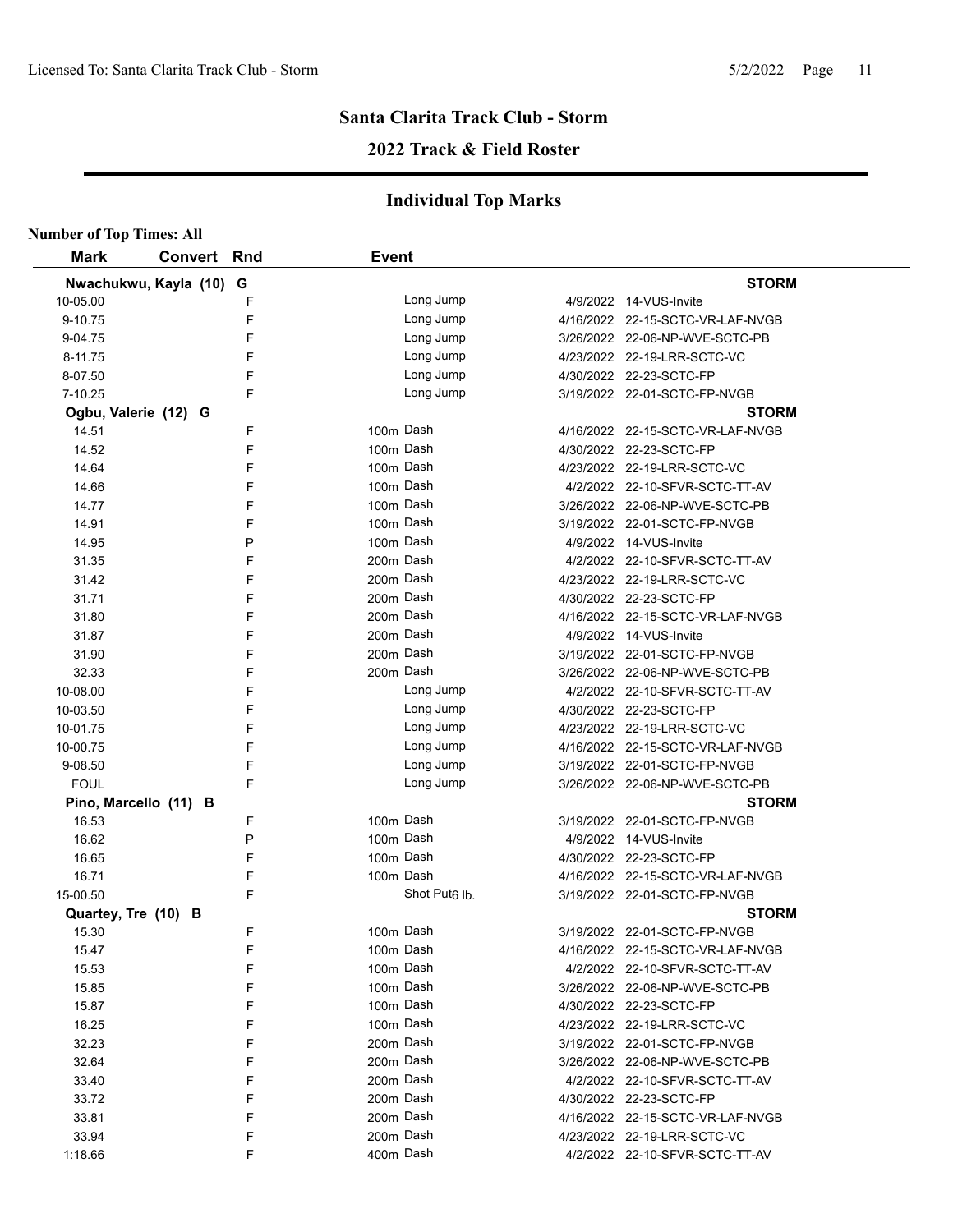## Santa Clarita Track Club - Storm

## 2022 Track & Field Roster

### Individual Top Marks

**Number of Top Times: All**

| Mark | Convert | Rnd | Event | Date | Meet |
|---|---|---|---|---|---|
| **Nwachukwu, Kayla (10) G** | | | | | **STORM** |
| 10-05.00 | | F | Long Jump | 4/9/2022 | 14-VUS-Invite |
| 9-10.75 | | F | Long Jump | 4/16/2022 | 22-15-SCTC-VR-LAF-NVGB |
| 9-04.75 | | F | Long Jump | 3/26/2022 | 22-06-NP-WVE-SCTC-PB |
| 8-11.75 | | F | Long Jump | 4/23/2022 | 22-19-LRR-SCTC-VC |
| 8-07.50 | | F | Long Jump | 4/30/2022 | 22-23-SCTC-FP |
| 7-10.25 | | F | Long Jump | 3/19/2022 | 22-01-SCTC-FP-NVGB |
| **Ogbu, Valerie (12) G** | | | | | **STORM** |
| 14.51 | | F | 100m Dash | 4/16/2022 | 22-15-SCTC-VR-LAF-NVGB |
| 14.52 | | F | 100m Dash | 4/30/2022 | 22-23-SCTC-FP |
| 14.64 | | F | 100m Dash | 4/23/2022 | 22-19-LRR-SCTC-VC |
| 14.66 | | F | 100m Dash | 4/2/2022 | 22-10-SFVR-SCTC-TT-AV |
| 14.77 | | F | 100m Dash | 3/26/2022 | 22-06-NP-WVE-SCTC-PB |
| 14.91 | | F | 100m Dash | 3/19/2022 | 22-01-SCTC-FP-NVGB |
| 14.95 | | P | 100m Dash | 4/9/2022 | 14-VUS-Invite |
| 31.35 | | F | 200m Dash | 4/2/2022 | 22-10-SFVR-SCTC-TT-AV |
| 31.42 | | F | 200m Dash | 4/23/2022 | 22-19-LRR-SCTC-VC |
| 31.71 | | F | 200m Dash | 4/30/2022 | 22-23-SCTC-FP |
| 31.80 | | F | 200m Dash | 4/16/2022 | 22-15-SCTC-VR-LAF-NVGB |
| 31.87 | | F | 200m Dash | 4/9/2022 | 14-VUS-Invite |
| 31.90 | | F | 200m Dash | 3/19/2022 | 22-01-SCTC-FP-NVGB |
| 32.33 | | F | 200m Dash | 3/26/2022 | 22-06-NP-WVE-SCTC-PB |
| 10-08.00 | | F | Long Jump | 4/2/2022 | 22-10-SFVR-SCTC-TT-AV |
| 10-03.50 | | F | Long Jump | 4/30/2022 | 22-23-SCTC-FP |
| 10-01.75 | | F | Long Jump | 4/23/2022 | 22-19-LRR-SCTC-VC |
| 10-00.75 | | F | Long Jump | 4/16/2022 | 22-15-SCTC-VR-LAF-NVGB |
| 9-08.50 | | F | Long Jump | 3/19/2022 | 22-01-SCTC-FP-NVGB |
| FOUL | | F | Long Jump | 3/26/2022 | 22-06-NP-WVE-SCTC-PB |
| **Pino, Marcello (11) B** | | | | | **STORM** |
| 16.53 | | F | 100m Dash | 3/19/2022 | 22-01-SCTC-FP-NVGB |
| 16.62 | | P | 100m Dash | 4/9/2022 | 14-VUS-Invite |
| 16.65 | | F | 100m Dash | 4/30/2022 | 22-23-SCTC-FP |
| 16.71 | | F | 100m Dash | 4/16/2022 | 22-15-SCTC-VR-LAF-NVGB |
| 15-00.50 | | F | Shot Put 6 lb. | 3/19/2022 | 22-01-SCTC-FP-NVGB |
| **Quartey, Tre (10) B** | | | | | **STORM** |
| 15.30 | | F | 100m Dash | 3/19/2022 | 22-01-SCTC-FP-NVGB |
| 15.47 | | F | 100m Dash | 4/16/2022 | 22-15-SCTC-VR-LAF-NVGB |
| 15.53 | | F | 100m Dash | 4/2/2022 | 22-10-SFVR-SCTC-TT-AV |
| 15.85 | | F | 100m Dash | 3/26/2022 | 22-06-NP-WVE-SCTC-PB |
| 15.87 | | F | 100m Dash | 4/30/2022 | 22-23-SCTC-FP |
| 16.25 | | F | 100m Dash | 4/23/2022 | 22-19-LRR-SCTC-VC |
| 32.23 | | F | 200m Dash | 3/19/2022 | 22-01-SCTC-FP-NVGB |
| 32.64 | | F | 200m Dash | 3/26/2022 | 22-06-NP-WVE-SCTC-PB |
| 33.40 | | F | 200m Dash | 4/2/2022 | 22-10-SFVR-SCTC-TT-AV |
| 33.72 | | F | 200m Dash | 4/30/2022 | 22-23-SCTC-FP |
| 33.81 | | F | 200m Dash | 4/16/2022 | 22-15-SCTC-VR-LAF-NVGB |
| 33.94 | | F | 200m Dash | 4/23/2022 | 22-19-LRR-SCTC-VC |
| 1:18.66 | | F | 400m Dash | 4/2/2022 | 22-10-SFVR-SCTC-TT-AV |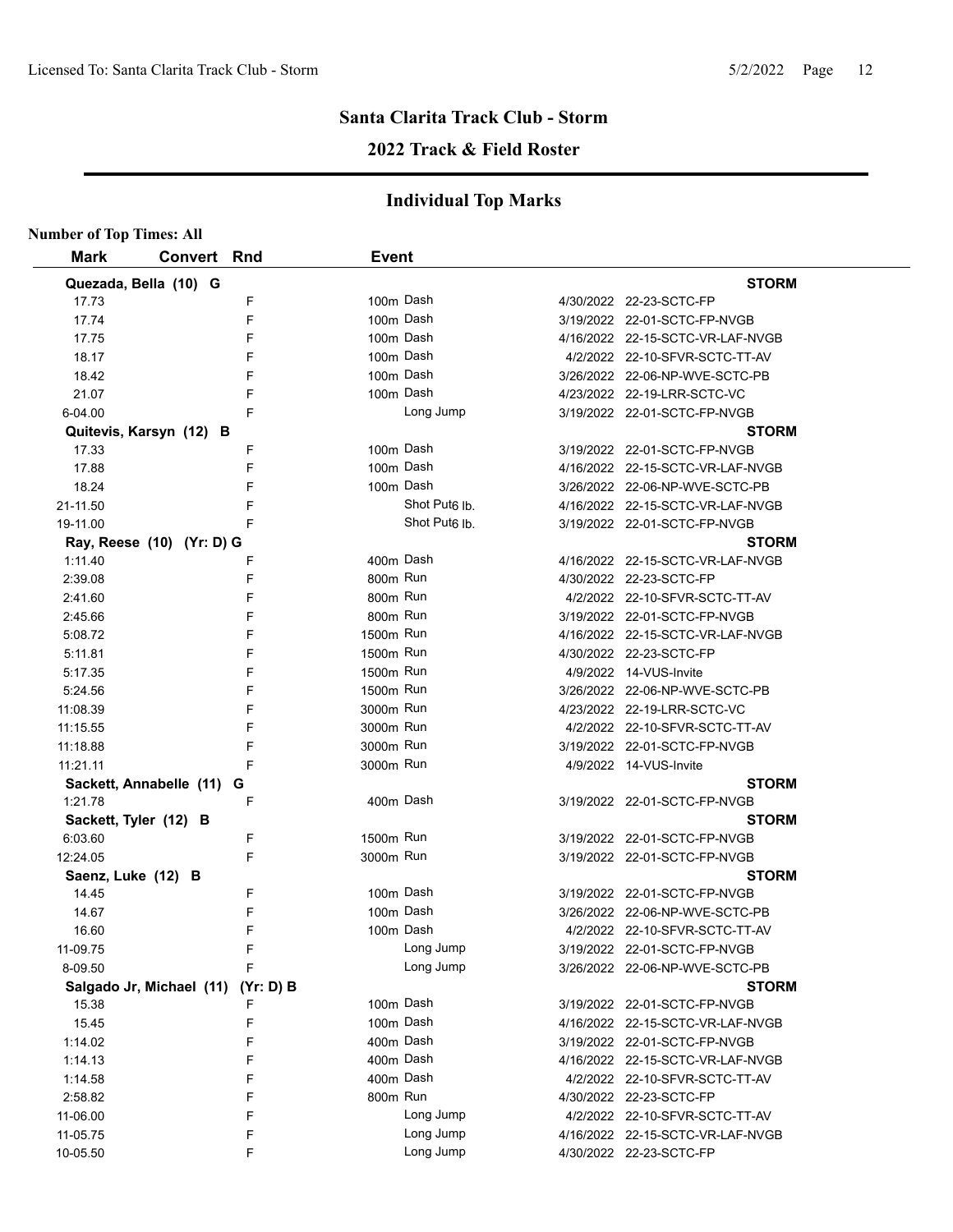## Santa Clarita Track Club - Storm

### 2022 Track & Field Roster

### Individual Top Marks

**Number of Top Times: All**

| Mark | Convert | Rnd | Event | Date | Meet |
|---|---|---|---|---|---|
| **Quezada, Bella (10) G** | | | | | **STORM** |
| 17.73 | | F | 100m Dash | 4/30/2022 | 22-23-SCTC-FP |
| 17.74 | | F | 100m Dash | 3/19/2022 | 22-01-SCTC-FP-NVGB |
| 17.75 | | F | 100m Dash | 4/16/2022 | 22-15-SCTC-VR-LAF-NVGB |
| 18.17 | | F | 100m Dash | 4/2/2022 | 22-10-SFVR-SCTC-TT-AV |
| 18.42 | | F | 100m Dash | 3/26/2022 | 22-06-NP-WVE-SCTC-PB |
| 21.07 | | F | 100m Dash | 4/23/2022 | 22-19-LRR-SCTC-VC |
| 6-04.00 | | F | Long Jump | 3/19/2022 | 22-01-SCTC-FP-NVGB |
| **Quitevis, Karsyn (12) B** | | | | | **STORM** |
| 17.33 | | F | 100m Dash | 3/19/2022 | 22-01-SCTC-FP-NVGB |
| 17.88 | | F | 100m Dash | 4/16/2022 | 22-15-SCTC-VR-LAF-NVGB |
| 18.24 | | F | 100m Dash | 3/26/2022 | 22-06-NP-WVE-SCTC-PB |
| 21-11.50 | | F | Shot Put6 lb. | 4/16/2022 | 22-15-SCTC-VR-LAF-NVGB |
| 19-11.00 | | F | Shot Put6 lb. | 3/19/2022 | 22-01-SCTC-FP-NVGB |
| **Ray, Reese (10) (Yr: D) G** | | | | | **STORM** |
| 1:11.40 | | F | 400m Dash | 4/16/2022 | 22-15-SCTC-VR-LAF-NVGB |
| 2:39.08 | | F | 800m Run | 4/30/2022 | 22-23-SCTC-FP |
| 2:41.60 | | F | 800m Run | 4/2/2022 | 22-10-SFVR-SCTC-TT-AV |
| 2:45.66 | | F | 800m Run | 3/19/2022 | 22-01-SCTC-FP-NVGB |
| 5:08.72 | | F | 1500m Run | 4/16/2022 | 22-15-SCTC-VR-LAF-NVGB |
| 5:11.81 | | F | 1500m Run | 4/30/2022 | 22-23-SCTC-FP |
| 5:17.35 | | F | 1500m Run | 4/9/2022 | 14-VUS-Invite |
| 5:24.56 | | F | 1500m Run | 3/26/2022 | 22-06-NP-WVE-SCTC-PB |
| 11:08.39 | | F | 3000m Run | 4/23/2022 | 22-19-LRR-SCTC-VC |
| 11:15.55 | | F | 3000m Run | 4/2/2022 | 22-10-SFVR-SCTC-TT-AV |
| 11:18.88 | | F | 3000m Run | 3/19/2022 | 22-01-SCTC-FP-NVGB |
| 11:21.11 | | F | 3000m Run | 4/9/2022 | 14-VUS-Invite |
| **Sackett, Annabelle (11) G** | | | | | **STORM** |
| 1:21.78 | | F | 400m Dash | 3/19/2022 | 22-01-SCTC-FP-NVGB |
| **Sackett, Tyler (12) B** | | | | | **STORM** |
| 6:03.60 | | F | 1500m Run | 3/19/2022 | 22-01-SCTC-FP-NVGB |
| 12:24.05 | | F | 3000m Run | 3/19/2022 | 22-01-SCTC-FP-NVGB |
| **Saenz, Luke (12) B** | | | | | **STORM** |
| 14.45 | | F | 100m Dash | 3/19/2022 | 22-01-SCTC-FP-NVGB |
| 14.67 | | F | 100m Dash | 3/26/2022 | 22-06-NP-WVE-SCTC-PB |
| 16.60 | | F | 100m Dash | 4/2/2022 | 22-10-SFVR-SCTC-TT-AV |
| 11-09.75 | | F | Long Jump | 3/19/2022 | 22-01-SCTC-FP-NVGB |
| 8-09.50 | | F | Long Jump | 3/26/2022 | 22-06-NP-WVE-SCTC-PB |
| **Salgado Jr, Michael (11) (Yr: D) B** | | | | | **STORM** |
| 15.38 | | F | 100m Dash | 3/19/2022 | 22-01-SCTC-FP-NVGB |
| 15.45 | | F | 100m Dash | 4/16/2022 | 22-15-SCTC-VR-LAF-NVGB |
| 1:14.02 | | F | 400m Dash | 3/19/2022 | 22-01-SCTC-FP-NVGB |
| 1:14.13 | | F | 400m Dash | 4/16/2022 | 22-15-SCTC-VR-LAF-NVGB |
| 1:14.58 | | F | 400m Dash | 4/2/2022 | 22-10-SFVR-SCTC-TT-AV |
| 2:58.82 | | F | 800m Run | 4/30/2022 | 22-23-SCTC-FP |
| 11-06.00 | | F | Long Jump | 4/2/2022 | 22-10-SFVR-SCTC-TT-AV |
| 11-05.75 | | F | Long Jump | 4/16/2022 | 22-15-SCTC-VR-LAF-NVGB |
| 10-05.50 | | F | Long Jump | 4/30/2022 | 22-23-SCTC-FP |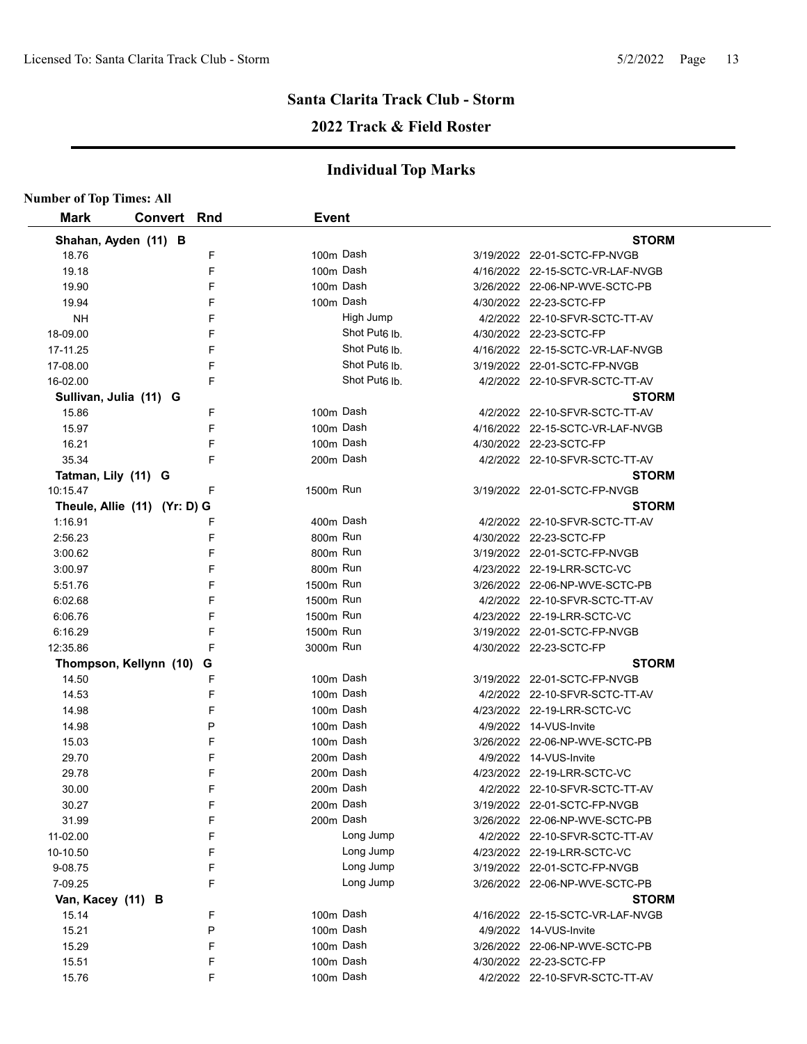# Santa Clarita Track Club - Storm

## 2022 Track & Field Roster

### Individual Top Marks

**Number of Top Times: All**

| Mark | Convert | Rnd | Event | | Date | Meet |
|---|---|---|---|---|---|---|
| **Shahan, Ayden (11) B** | | | | | | **STORM** |
| 18.76 | | F | 100m | Dash | 3/19/2022 | 22-01-SCTC-FP-NVGB |
| 19.18 | | F | 100m | Dash | 4/16/2022 | 22-15-SCTC-VR-LAF-NVGB |
| 19.90 | | F | 100m | Dash | 3/26/2022 | 22-06-NP-WVE-SCTC-PB |
| 19.94 | | F | 100m | Dash | 4/30/2022 | 22-23-SCTC-FP |
| NH | | F | | High Jump | 4/2/2022 | 22-10-SFVR-SCTC-TT-AV |
| 18-09.00 | | F | | Shot Put6 lb. | 4/30/2022 | 22-23-SCTC-FP |
| 17-11.25 | | F | | Shot Put6 lb. | 4/16/2022 | 22-15-SCTC-VR-LAF-NVGB |
| 17-08.00 | | F | | Shot Put6 lb. | 3/19/2022 | 22-01-SCTC-FP-NVGB |
| 16-02.00 | | F | | Shot Put6 lb. | 4/2/2022 | 22-10-SFVR-SCTC-TT-AV |
| **Sullivan, Julia (11) G** | | | | | | **STORM** |
| 15.86 | | F | 100m | Dash | 4/2/2022 | 22-10-SFVR-SCTC-TT-AV |
| 15.97 | | F | 100m | Dash | 4/16/2022 | 22-15-SCTC-VR-LAF-NVGB |
| 16.21 | | F | 100m | Dash | 4/30/2022 | 22-23-SCTC-FP |
| 35.34 | | F | 200m | Dash | 4/2/2022 | 22-10-SFVR-SCTC-TT-AV |
| **Tatman, Lily (11) G** | | | | | | **STORM** |
| 10:15.47 | | F | 1500m | Run | 3/19/2022 | 22-01-SCTC-FP-NVGB |
| **Theule, Allie (11) (Yr: D) G** | | | | | | **STORM** |
| 1:16.91 | | F | 400m | Dash | 4/2/2022 | 22-10-SFVR-SCTC-TT-AV |
| 2:56.23 | | F | 800m | Run | 4/30/2022 | 22-23-SCTC-FP |
| 3:00.62 | | F | 800m | Run | 3/19/2022 | 22-01-SCTC-FP-NVGB |
| 3:00.97 | | F | 800m | Run | 4/23/2022 | 22-19-LRR-SCTC-VC |
| 5:51.76 | | F | 1500m | Run | 3/26/2022 | 22-06-NP-WVE-SCTC-PB |
| 6:02.68 | | F | 1500m | Run | 4/2/2022 | 22-10-SFVR-SCTC-TT-AV |
| 6:06.76 | | F | 1500m | Run | 4/23/2022 | 22-19-LRR-SCTC-VC |
| 6:16.29 | | F | 1500m | Run | 3/19/2022 | 22-01-SCTC-FP-NVGB |
| 12:35.86 | | F | 3000m | Run | 4/30/2022 | 22-23-SCTC-FP |
| **Thompson, Kellynn (10) G** | | | | | | **STORM** |
| 14.50 | | F | 100m | Dash | 3/19/2022 | 22-01-SCTC-FP-NVGB |
| 14.53 | | F | 100m | Dash | 4/2/2022 | 22-10-SFVR-SCTC-TT-AV |
| 14.98 | | F | 100m | Dash | 4/23/2022 | 22-19-LRR-SCTC-VC |
| 14.98 | | P | 100m | Dash | 4/9/2022 | 14-VUS-Invite |
| 15.03 | | F | 100m | Dash | 3/26/2022 | 22-06-NP-WVE-SCTC-PB |
| 29.70 | | F | 200m | Dash | 4/9/2022 | 14-VUS-Invite |
| 29.78 | | F | 200m | Dash | 4/23/2022 | 22-19-LRR-SCTC-VC |
| 30.00 | | F | 200m | Dash | 4/2/2022 | 22-10-SFVR-SCTC-TT-AV |
| 30.27 | | F | 200m | Dash | 3/19/2022 | 22-01-SCTC-FP-NVGB |
| 31.99 | | F | 200m | Dash | 3/26/2022 | 22-06-NP-WVE-SCTC-PB |
| 11-02.00 | | F | | Long Jump | 4/2/2022 | 22-10-SFVR-SCTC-TT-AV |
| 10-10.50 | | F | | Long Jump | 4/23/2022 | 22-19-LRR-SCTC-VC |
| 9-08.75 | | F | | Long Jump | 3/19/2022 | 22-01-SCTC-FP-NVGB |
| 7-09.25 | | F | | Long Jump | 3/26/2022 | 22-06-NP-WVE-SCTC-PB |
| **Van, Kacey (11) B** | | | | | | **STORM** |
| 15.14 | | F | 100m | Dash | 4/16/2022 | 22-15-SCTC-VR-LAF-NVGB |
| 15.21 | | P | 100m | Dash | 4/9/2022 | 14-VUS-Invite |
| 15.29 | | F | 100m | Dash | 3/26/2022 | 22-06-NP-WVE-SCTC-PB |
| 15.51 | | F | 100m | Dash | 4/30/2022 | 22-23-SCTC-FP |
| 15.76 | | F | 100m | Dash | 4/2/2022 | 22-10-SFVR-SCTC-TT-AV |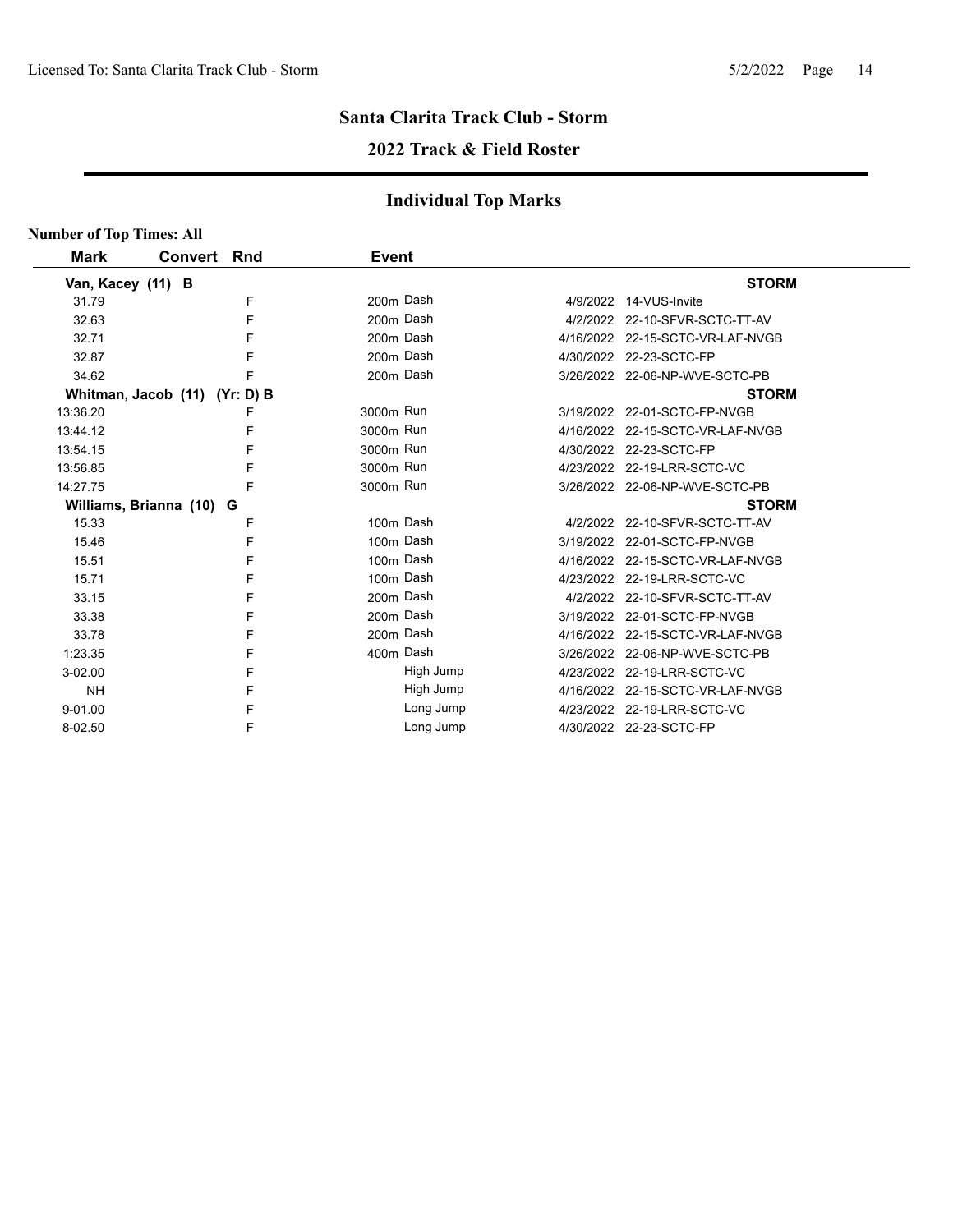# Santa Clarita Track Club - Storm

## 2022 Track & Field Roster

## Individual Top Marks

**Number of Top Times: All**

| Mark | Convert | Rnd | Event | Date | Meet |
|---|---|---|---|---|---|
| **Van, Kacey (11) B** | | | | | **STORM** |
| 31.79 | | F | 200m Dash | 4/9/2022 | 14-VUS-Invite |
| 32.63 | | F | 200m Dash | 4/2/2022 | 22-10-SFVR-SCTC-TT-AV |
| 32.71 | | F | 200m Dash | 4/16/2022 | 22-15-SCTC-VR-LAF-NVGB |
| 32.87 | | F | 200m Dash | 4/30/2022 | 22-23-SCTC-FP |
| 34.62 | | F | 200m Dash | 3/26/2022 | 22-06-NP-WVE-SCTC-PB |
| **Whitman, Jacob (11) (Yr: D) B** | | | | | **STORM** |
| 13:36.20 | | F | 3000m Run | 3/19/2022 | 22-01-SCTC-FP-NVGB |
| 13:44.12 | | F | 3000m Run | 4/16/2022 | 22-15-SCTC-VR-LAF-NVGB |
| 13:54.15 | | F | 3000m Run | 4/30/2022 | 22-23-SCTC-FP |
| 13:56.85 | | F | 3000m Run | 4/23/2022 | 22-19-LRR-SCTC-VC |
| 14:27.75 | | F | 3000m Run | 3/26/2022 | 22-06-NP-WVE-SCTC-PB |
| **Williams, Brianna (10) G** | | | | | **STORM** |
| 15.33 | | F | 100m Dash | 4/2/2022 | 22-10-SFVR-SCTC-TT-AV |
| 15.46 | | F | 100m Dash | 3/19/2022 | 22-01-SCTC-FP-NVGB |
| 15.51 | | F | 100m Dash | 4/16/2022 | 22-15-SCTC-VR-LAF-NVGB |
| 15.71 | | F | 100m Dash | 4/23/2022 | 22-19-LRR-SCTC-VC |
| 33.15 | | F | 200m Dash | 4/2/2022 | 22-10-SFVR-SCTC-TT-AV |
| 33.38 | | F | 200m Dash | 3/19/2022 | 22-01-SCTC-FP-NVGB |
| 33.78 | | F | 200m Dash | 4/16/2022 | 22-15-SCTC-VR-LAF-NVGB |
| 1:23.35 | | F | 400m Dash | 3/26/2022 | 22-06-NP-WVE-SCTC-PB |
| 3-02.00 | | F | High Jump | 4/23/2022 | 22-19-LRR-SCTC-VC |
| NH | | F | High Jump | 4/16/2022 | 22-15-SCTC-VR-LAF-NVGB |
| 9-01.00 | | F | Long Jump | 4/23/2022 | 22-19-LRR-SCTC-VC |
| 8-02.50 | | F | Long Jump | 4/30/2022 | 22-23-SCTC-FP |